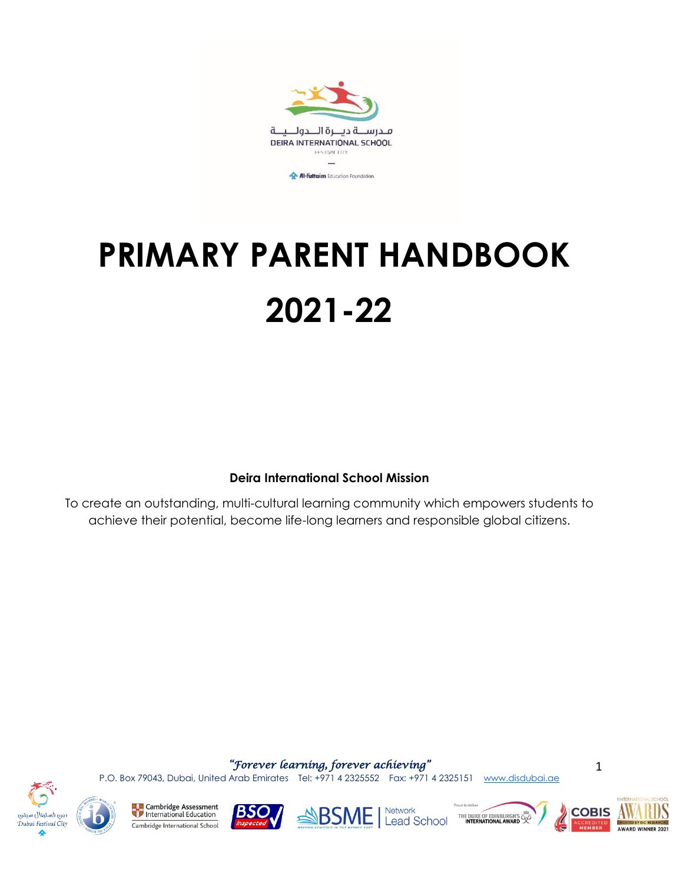مدرسة ديرة الدولية
DEIRA INTERNATIONAL SCHOOL
FESTIVAL CITY

Al-Futtaim Education Foundation

# PRIMARY PARENT HANDBOOK 2021-22

**Deira International School Mission**

To create an outstanding, multi-cultural learning community which empowers students to achieve their potential, become life-long learners and responsible global citizens.

*"Forever learning, forever achieving"*

P.O. Box 79043, Dubai, United Arab Emirates Tel: +971 4 2325552 Fax: +971 4 2325151 www.disdubai.ae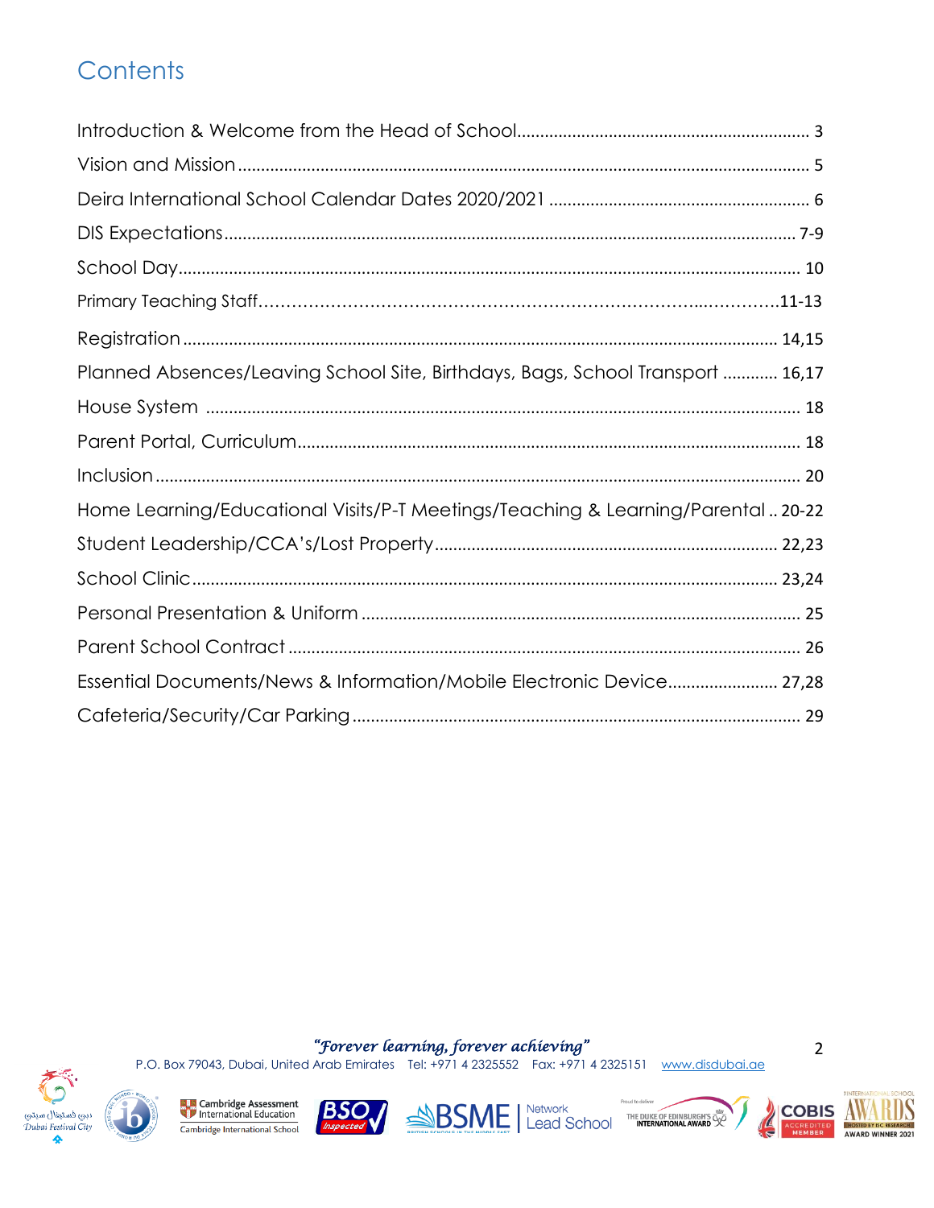# Contents

| | |
|---|---|
| Introduction & Welcome from the Head of School | 3 |
| Vision and Mission | 5 |
| Deira International School Calendar Dates 2020/2021 | 6 |
| DIS Expectations | 7-9 |
| School Day | 10 |
| Primary Teaching Staff | 11-13 |
| Registration | 14,15 |
| Planned Absences/Leaving School Site, Birthdays, Bags, School Transport | 16,17 |
| House System | 18 |
| Parent Portal, Curriculum | 18 |
| Inclusion | 20 |
| Home Learning/Educational Visits/P-T Meetings/Teaching & Learning/Parental | 20-22 |
| Student Leadership/CCA's/Lost Property | 22,23 |
| School Clinic | 23,24 |
| Personal Presentation & Uniform | 25 |
| Parent School Contract | 26 |
| Essential Documents/News & Information/Mobile Electronic Device | 27,28 |
| Cafeteria/Security/Car Parking | 29 |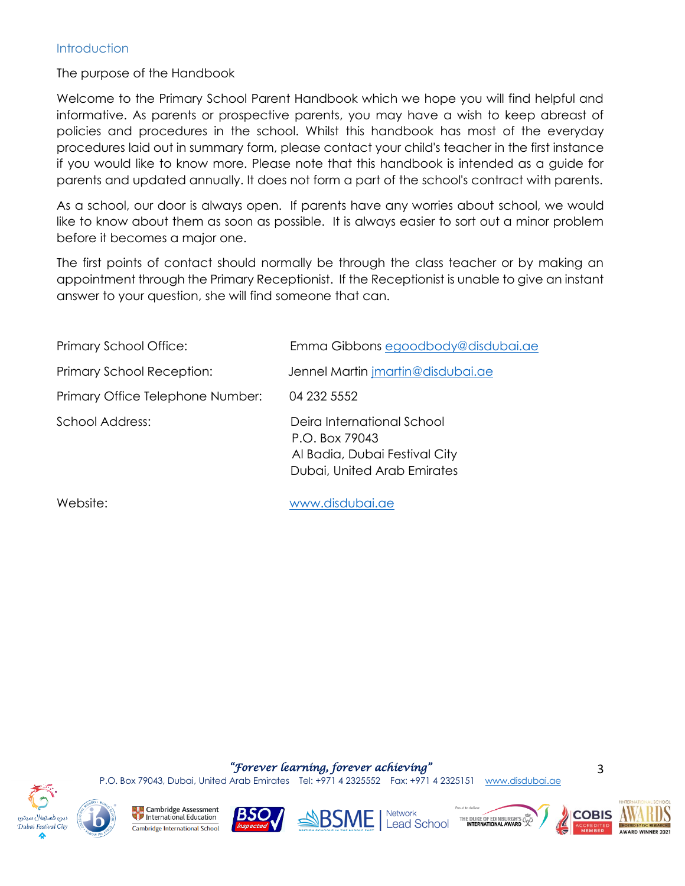## Introduction

### The purpose of the Handbook

Welcome to the Primary School Parent Handbook which we hope you will find helpful and informative. As parents or prospective parents, you may have a wish to keep abreast of policies and procedures in the school. Whilst this handbook has most of the everyday procedures laid out in summary form, please contact your child's teacher in the first instance if you would like to know more. Please note that this handbook is intended as a guide for parents and updated annually. It does not form a part of the school's contract with parents.

As a school, our door is always open. If parents have any worries about school, we would like to know about them as soon as possible. It is always easier to sort out a minor problem before it becomes a major one.

The first points of contact should normally be through the class teacher or by making an appointment through the Primary Receptionist. If the Receptionist is unable to give an instant answer to your question, she will find someone that can.

| | |
|---|---|
| Primary School Office: | Emma Gibbons egoodbody@disdubai.ae |
| Primary School Reception: | Jennel Martin jmartin@disdubai.ae |
| Primary Office Telephone Number: | 04 232 5552 |
| School Address: | Deira International School<br>P.O. Box 79043<br>Al Badia, Dubai Festival City<br>Dubai, United Arab Emirates |
| Website: | www.disdubai.ae |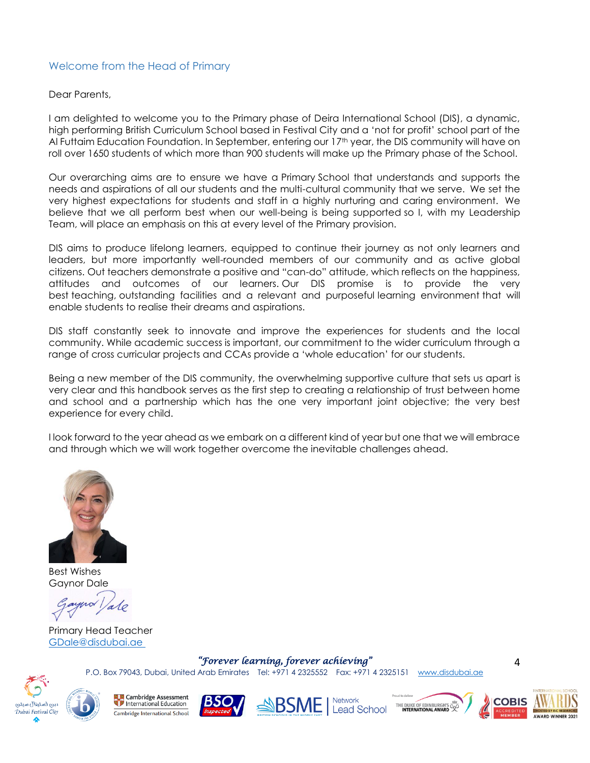## Welcome from the Head of Primary

Dear Parents,

I am delighted to welcome you to the Primary phase of Deira International School (DIS), a dynamic, high performing British Curriculum School based in Festival City and a 'not for profit' school part of the Al Futtaim Education Foundation. In September, entering our 17th year, the DIS community will have on roll over 1650 students of which more than 900 students will make up the Primary phase of the School.

Our overarching aims are to ensure we have a Primary School that understands and supports the needs and aspirations of all our students and the multi-cultural community that we serve. We set the very highest expectations for students and staff in a highly nurturing and caring environment. We believe that we all perform best when our well-being is being supported so I, with my Leadership Team, will place an emphasis on this at every level of the Primary provision.

DIS aims to produce lifelong learners, equipped to continue their journey as not only learners and leaders, but more importantly well-rounded members of our community and as active global citizens. Out teachers demonstrate a positive and "can-do" attitude, which reflects on the happiness, attitudes and outcomes of our learners. Our DIS promise is to provide the very best teaching, outstanding facilities and a relevant and purposeful learning environment that will enable students to realise their dreams and aspirations.

DIS staff constantly seek to innovate and improve the experiences for students and the local community. While academic success is important, our commitment to the wider curriculum through a range of cross curricular projects and CCAs provide a 'whole education' for our students.

Being a new member of the DIS community, the overwhelming supportive culture that sets us apart is very clear and this handbook serves as the first step to creating a relationship of trust between home and school and a partnership which has the one very important joint objective; the very best experience for every child.

I look forward to the year ahead as we embark on a different kind of year but one that we will embrace and through which we will work together overcome the inevitable challenges ahead.

Best Wishes
Gaynor Dale

Primary Head Teacher
GDale@disdubai.ae

*"Forever learning, forever achieving"*

P.O. Box 79043, Dubai, United Arab Emirates Tel: +971 4 2325552 Fax: +971 4 2325151 www.disdubai.ae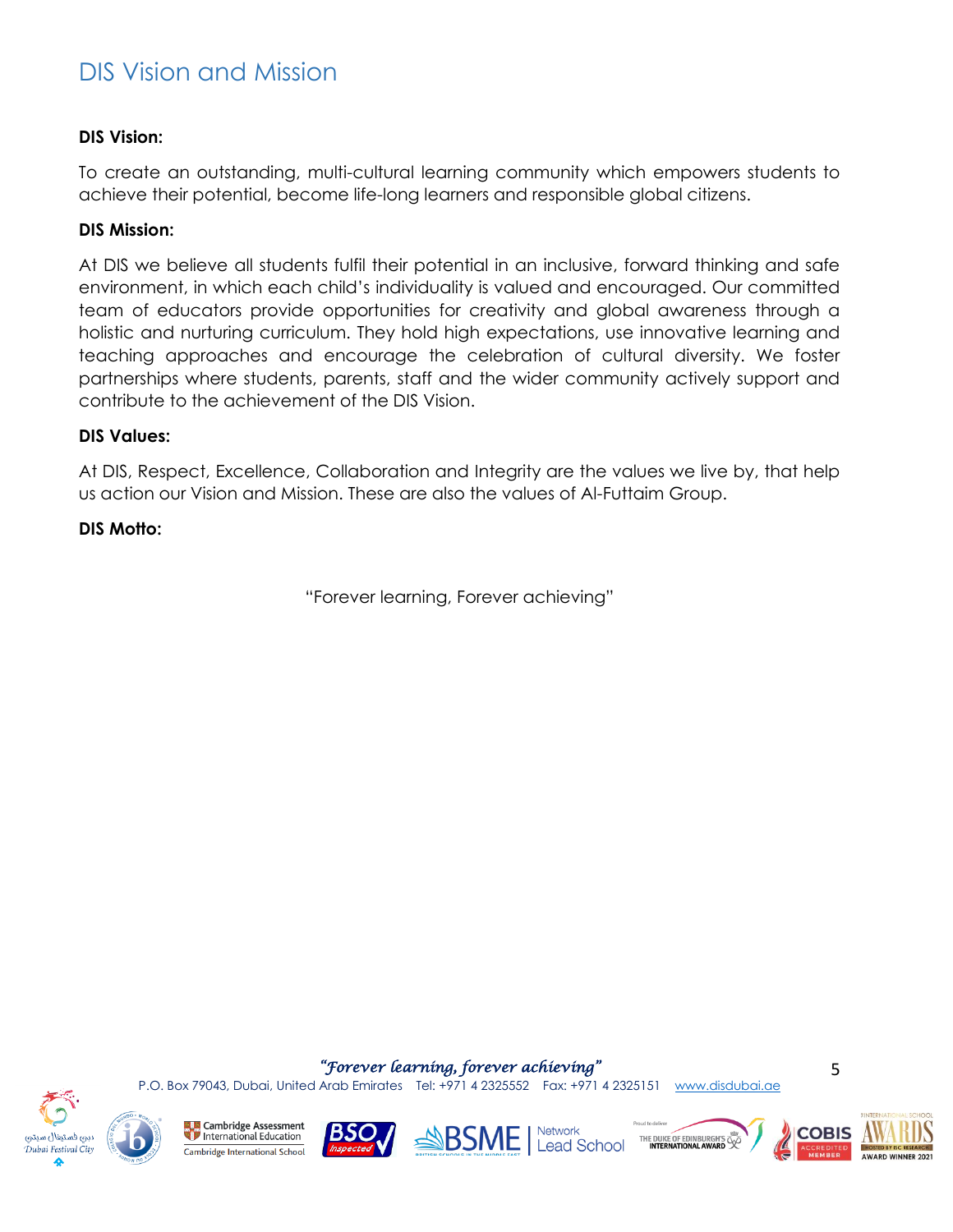# DIS Vision and Mission

**DIS Vision:**

To create an outstanding, multi-cultural learning community which empowers students to achieve their potential, become life-long learners and responsible global citizens.

**DIS Mission:**

At DIS we believe all students fulfil their potential in an inclusive, forward thinking and safe environment, in which each child's individuality is valued and encouraged. Our committed team of educators provide opportunities for creativity and global awareness through a holistic and nurturing curriculum. They hold high expectations, use innovative learning and teaching approaches and encourage the celebration of cultural diversity. We foster partnerships where students, parents, staff and the wider community actively support and contribute to the achievement of the DIS Vision.

**DIS Values:**

At DIS, Respect, Excellence, Collaboration and Integrity are the values we live by, that help us action our Vision and Mission. These are also the values of Al-Futtaim Group.

**DIS Motto:**

"Forever learning, Forever achieving"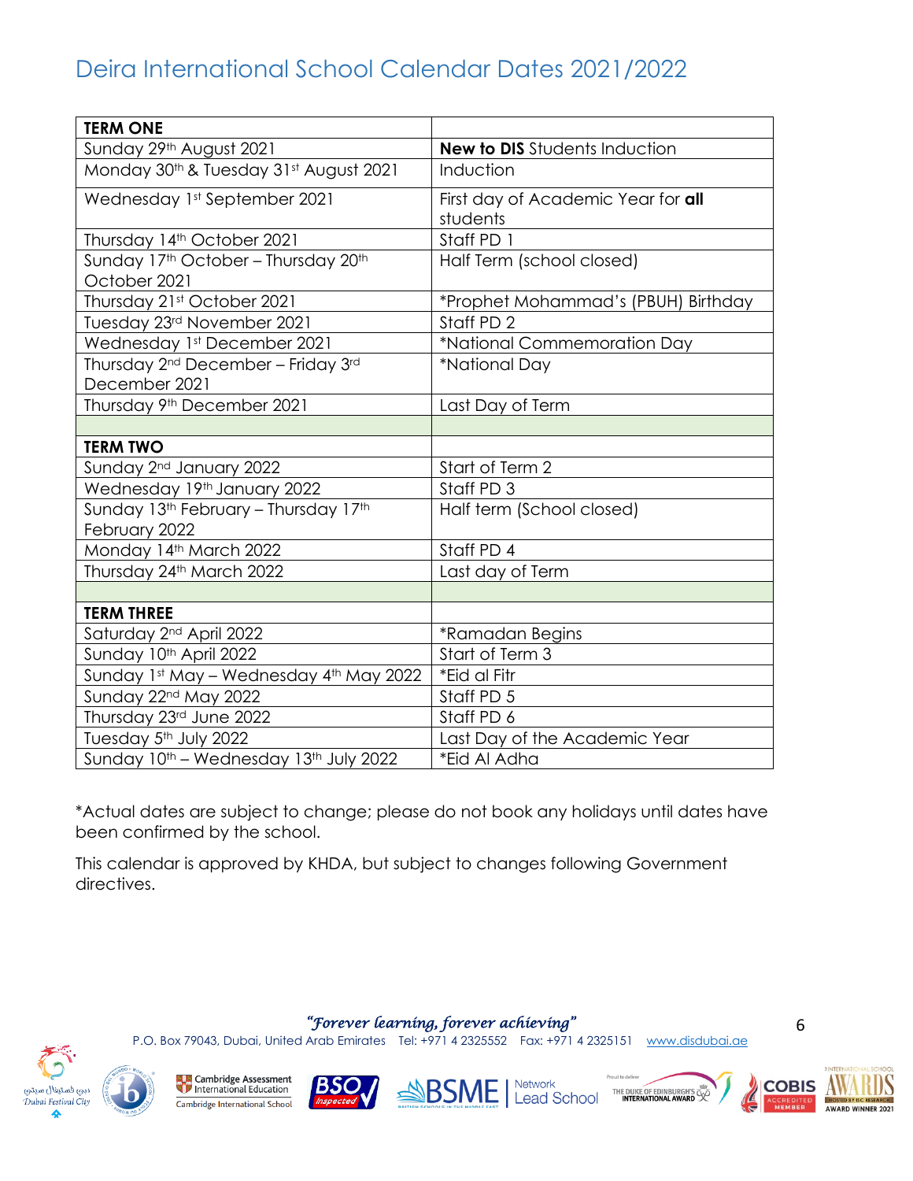# Deira International School Calendar Dates 2021/2022

| **TERM ONE** | |
|---|---|
| Sunday 29th August 2021 | **New to DIS** Students Induction |
| Monday 30th & Tuesday 31st August 2021 | Induction |
| Wednesday 1st September 2021 | First day of Academic Year for **all** students |
| Thursday 14th October 2021 | Staff PD 1 |
| Sunday 17th October – Thursday 20th October 2021 | Half Term (school closed) |
| Thursday 21st October 2021 | *Prophet Mohammad's (PBUH) Birthday |
| Tuesday 23rd November 2021 | Staff PD 2 |
| Wednesday 1st December 2021 | *National Commemoration Day |
| Thursday 2nd December – Friday 3rd December 2021 | *National Day |
| Thursday 9th December 2021 | Last Day of Term |
| | |
| **TERM TWO** | |
| Sunday 2nd January 2022 | Start of Term 2 |
| Wednesday 19th January 2022 | Staff PD 3 |
| Sunday 13th February – Thursday 17th February 2022 | Half term (School closed) |
| Monday 14th March 2022 | Staff PD 4 |
| Thursday 24th March 2022 | Last day of Term |
| | |
| **TERM THREE** | |
| Saturday 2nd April 2022 | *Ramadan Begins |
| Sunday 10th April 2022 | Start of Term 3 |
| Sunday 1st May – Wednesday 4th May 2022 | *Eid al Fitr |
| Sunday 22nd May 2022 | Staff PD 5 |
| Thursday 23rd June 2022 | Staff PD 6 |
| Tuesday 5th July 2022 | Last Day of the Academic Year |
| Sunday 10th – Wednesday 13th July 2022 | *Eid Al Adha |

*Actual dates are subject to change; please do not book any holidays until dates have been confirmed by the school.

This calendar is approved by KHDA, but subject to changes following Government directives.

*"Forever learning, forever achieving"*

P.O. Box 79043, Dubai, United Arab Emirates Tel: +971 4 2325552 Fax: +971 4 2325151 www.disdubai.ae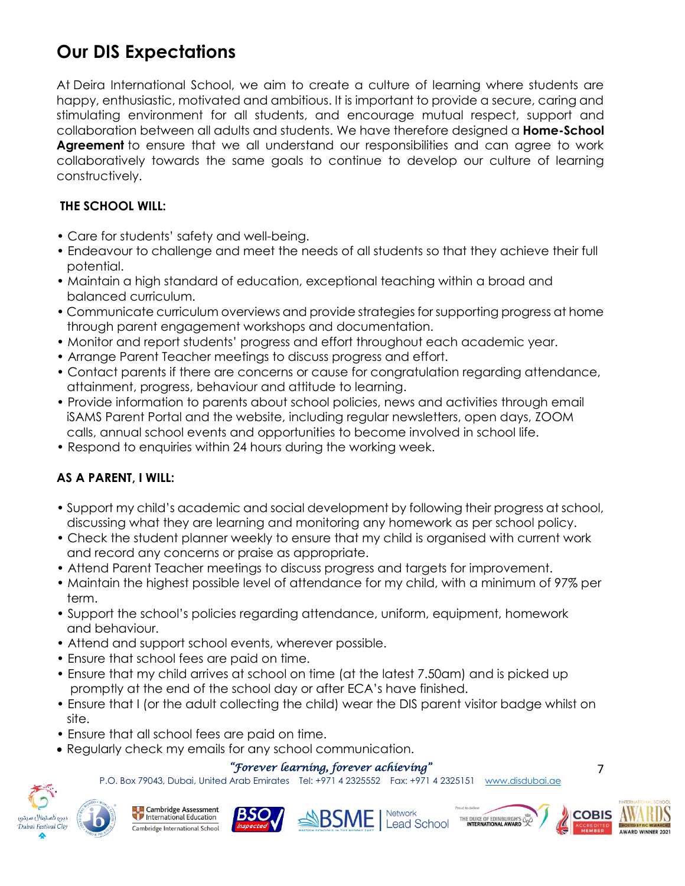# Our DIS Expectations

At Deira International School, we aim to create a culture of learning where students are happy, enthusiastic, motivated and ambitious. It is important to provide a secure, caring and stimulating environment for all students, and encourage mutual respect, support and collaboration between all adults and students. We have therefore designed a **Home-School Agreement** to ensure that we all understand our responsibilities and can agree to work collaboratively towards the same goals to continue to develop our culture of learning constructively.

**THE SCHOOL WILL:**

- Care for students' safety and well-being.
- Endeavour to challenge and meet the needs of all students so that they achieve their full potential.
- Maintain a high standard of education, exceptional teaching within a broad and balanced curriculum.
- Communicate curriculum overviews and provide strategies for supporting progress at home through parent engagement workshops and documentation.
- Monitor and report students' progress and effort throughout each academic year.
- Arrange Parent Teacher meetings to discuss progress and effort.
- Contact parents if there are concerns or cause for congratulation regarding attendance, attainment, progress, behaviour and attitude to learning.
- Provide information to parents about school policies, news and activities through email iSAMS Parent Portal and the website, including regular newsletters, open days, ZOOM calls, annual school events and opportunities to become involved in school life.
- Respond to enquiries within 24 hours during the working week.

**AS A PARENT, I WILL:**

- Support my child's academic and social development by following their progress at school, discussing what they are learning and monitoring any homework as per school policy.
- Check the student planner weekly to ensure that my child is organised with current work and record any concerns or praise as appropriate.
- Attend Parent Teacher meetings to discuss progress and targets for improvement.
- Maintain the highest possible level of attendance for my child, with a minimum of 97% per term.
- Support the school's policies regarding attendance, uniform, equipment, homework and behaviour.
- Attend and support school events, wherever possible.
- Ensure that school fees are paid on time.
- Ensure that my child arrives at school on time (at the latest 7.50am) and is picked up promptly at the end of the school day or after ECA's have finished.
- Ensure that I (or the adult collecting the child) wear the DIS parent visitor badge whilst on site.
- Ensure that all school fees are paid on time.
- Regularly check my emails for any school communication.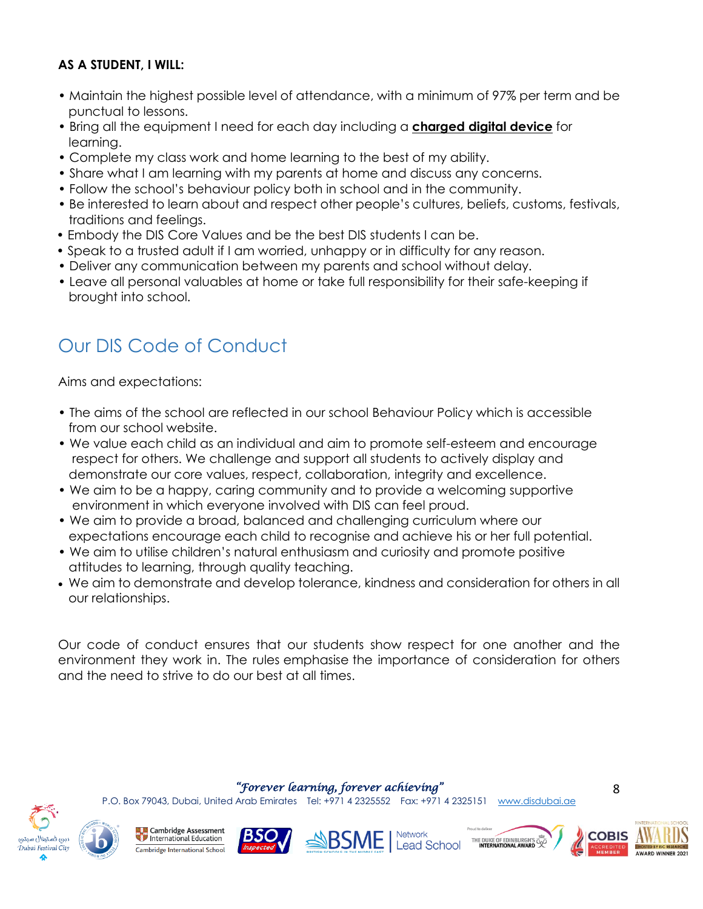**AS A STUDENT, I WILL:**

- Maintain the highest possible level of attendance, with a minimum of 97% per term and be punctual to lessons.
- Bring all the equipment I need for each day including a **charged digital device** for learning.
- Complete my class work and home learning to the best of my ability.
- Share what I am learning with my parents at home and discuss any concerns.
- Follow the school's behaviour policy both in school and in the community.
- Be interested to learn about and respect other people's cultures, beliefs, customs, festivals, traditions and feelings.
- Embody the DIS Core Values and be the best DIS students I can be.
- Speak to a trusted adult if I am worried, unhappy or in difficulty for any reason.
- Deliver any communication between my parents and school without delay.
- Leave all personal valuables at home or take full responsibility for their safe-keeping if brought into school.

## Our DIS Code of Conduct

Aims and expectations:

- The aims of the school are reflected in our school Behaviour Policy which is accessible from our school website.
- We value each child as an individual and aim to promote self-esteem and encourage respect for others. We challenge and support all students to actively display and demonstrate our core values, respect, collaboration, integrity and excellence.
- We aim to be a happy, caring community and to provide a welcoming supportive environment in which everyone involved with DIS can feel proud.
- We aim to provide a broad, balanced and challenging curriculum where our expectations encourage each child to recognise and achieve his or her full potential.
- We aim to utilise children's natural enthusiasm and curiosity and promote positive attitudes to learning, through quality teaching.
- We aim to demonstrate and develop tolerance, kindness and consideration for others in all our relationships.

Our code of conduct ensures that our students show respect for one another and the environment they work in. The rules emphasise the importance of consideration for others and the need to strive to do our best at all times.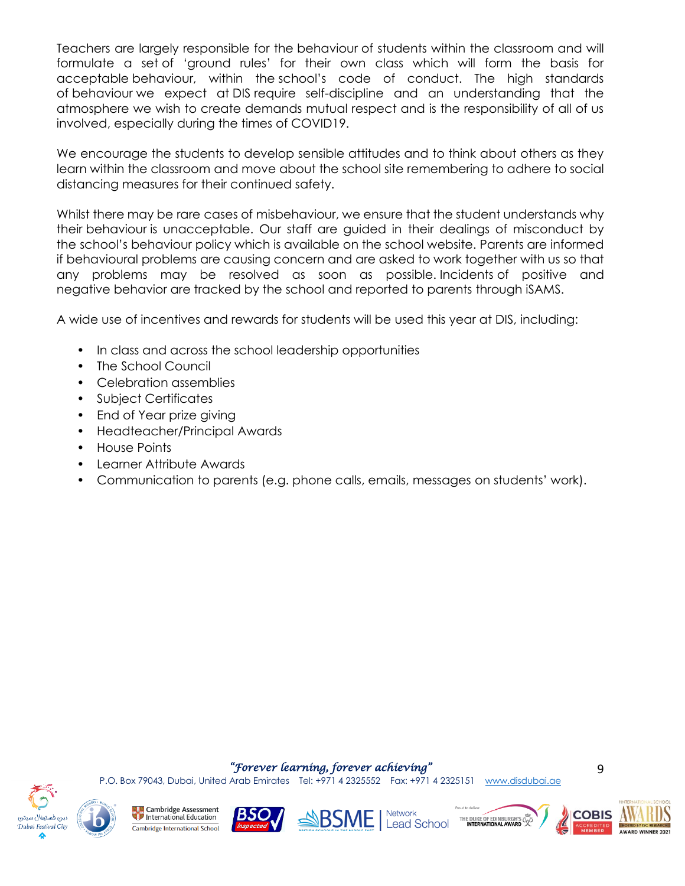Teachers are largely responsible for the behaviour of students within the classroom and will formulate a set of 'ground rules' for their own class which will form the basis for acceptable behaviour, within the school's code of conduct. The high standards of behaviour we expect at DIS require self-discipline and an understanding that the atmosphere we wish to create demands mutual respect and is the responsibility of all of us involved, especially during the times of COVID19.

We encourage the students to develop sensible attitudes and to think about others as they learn within the classroom and move about the school site remembering to adhere to social distancing measures for their continued safety.

Whilst there may be rare cases of misbehaviour, we ensure that the student understands why their behaviour is unacceptable. Our staff are guided in their dealings of misconduct by the school's behaviour policy which is available on the school website. Parents are informed if behavioural problems are causing concern and are asked to work together with us so that any problems may be resolved as soon as possible. Incidents of positive and negative behavior are tracked by the school and reported to parents through iSAMS.

A wide use of incentives and rewards for students will be used this year at DIS, including:

- In class and across the school leadership opportunities
- The School Council
- Celebration assemblies
- Subject Certificates
- End of Year prize giving
- Headteacher/Principal Awards
- House Points
- Learner Attribute Awards
- Communication to parents (e.g. phone calls, emails, messages on students' work).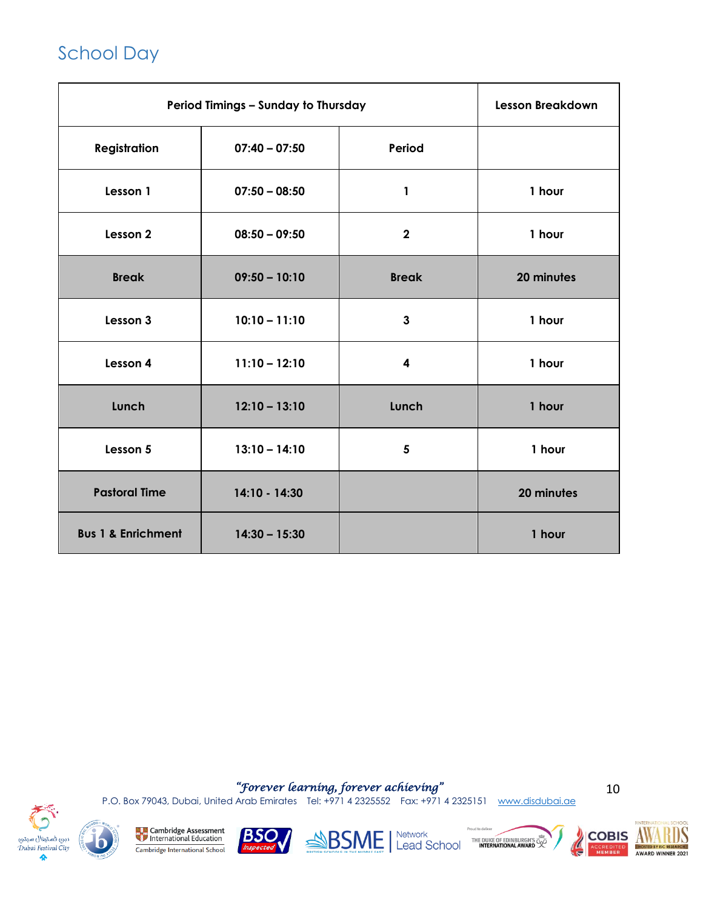## School Day

| Period Timings – Sunday to Thursday | | | Lesson Breakdown |
|---|---|---|---|
| **Registration** | **07:40 – 07:50** | **Period** | |
| **Lesson 1** | **07:50 – 08:50** | **1** | **1 hour** |
| **Lesson 2** | **08:50 – 09:50** | **2** | **1 hour** |
| **Break** | **09:50 – 10:10** | **Break** | **20 minutes** |
| **Lesson 3** | **10:10 – 11:10** | **3** | **1 hour** |
| **Lesson 4** | **11:10 – 12:10** | **4** | **1 hour** |
| **Lunch** | **12:10 – 13:10** | **Lunch** | **1 hour** |
| **Lesson 5** | **13:10 – 14:10** | **5** | **1 hour** |
| **Pastoral Time** | **14:10 - 14:30** | | **20 minutes** |
| **Bus 1 & Enrichment** | **14:30 – 15:30** | | **1 hour** |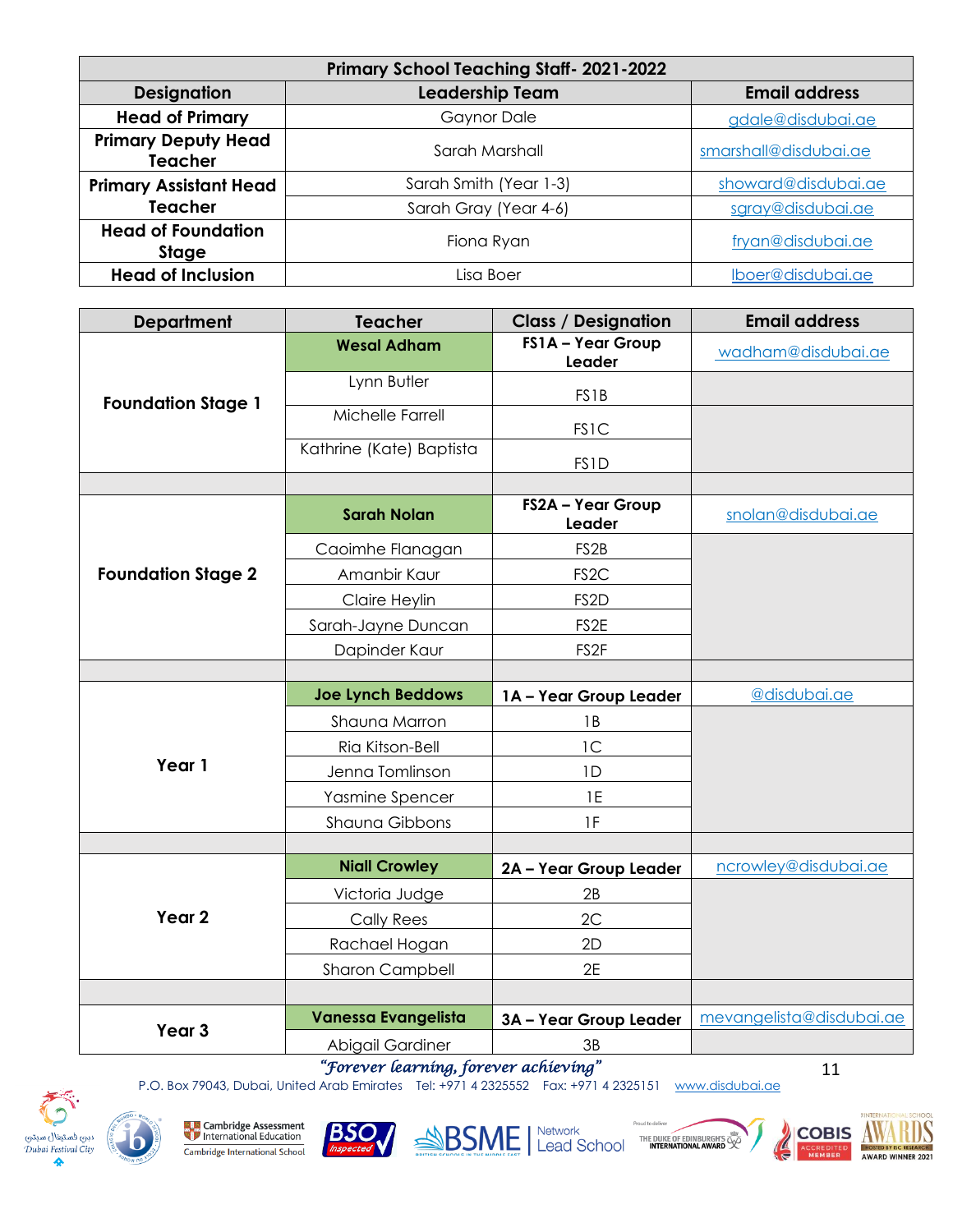| Primary School Teaching Staff- 2021-2022 | | |
|---|---|---|
| **Designation** | **Leadership Team** | **Email address** |
| **Head of Primary** | Gaynor Dale | gdale@disdubai.ae |
| **Primary Deputy Head Teacher** | Sarah Marshall | smarshall@disdubai.ae |
| **Primary Assistant Head Teacher** | Sarah Smith (Year 1-3) | showard@disdubai.ae |
| | Sarah Gray (Year 4-6) | sgray@disdubai.ae |
| **Head of Foundation Stage** | Fiona Ryan | fryan@disdubai.ae |
| **Head of Inclusion** | Lisa Boer | lboer@disdubai.ae |

| Department | Teacher | Class / Designation | Email address |
|---|---|---|---|
| **Foundation Stage 1** | **Wesal Adham** | **FS1A – Year Group Leader** | wadham@disdubai.ae |
| | Lynn Butler | FS1B | |
| | Michelle Farrell | FS1C | |
| | Kathrine (Kate) Baptista | FS1D | |
| | | | |
| **Foundation Stage 2** | **Sarah Nolan** | **FS2A – Year Group Leader** | snolan@disdubai.ae |
| | Caoimhe Flanagan | FS2B | |
| | Amanbir Kaur | FS2C | |
| | Claire Heylin | FS2D | |
| | Sarah-Jayne Duncan | FS2E | |
| | Dapinder Kaur | FS2F | |
| | | | |
| **Year 1** | **Joe Lynch Beddows** | **1A – Year Group Leader** | @disdubai.ae |
| | Shauna Marron | 1B | |
| | Ria Kitson-Bell | 1C | |
| | Jenna Tomlinson | 1D | |
| | Yasmine Spencer | 1E | |
| | Shauna Gibbons | 1F | |
| | | | |
| **Year 2** | **Niall Crowley** | **2A – Year Group Leader** | ncrowley@disdubai.ae |
| | Victoria Judge | 2B | |
| | Cally Rees | 2C | |
| | Rachael Hogan | 2D | |
| | Sharon Campbell | 2E | |
| | | | |
| **Year 3** | **Vanessa Evangelista** | **3A – Year Group Leader** | mevangelista@disdubai.ae |
| | Abigail Gardiner | 3B | |

*"Forever learning, forever achieving"*

P.O. Box 79043, Dubai, United Arab Emirates Tel: +971 4 2325552 Fax: +971 4 2325151 www.disdubai.ae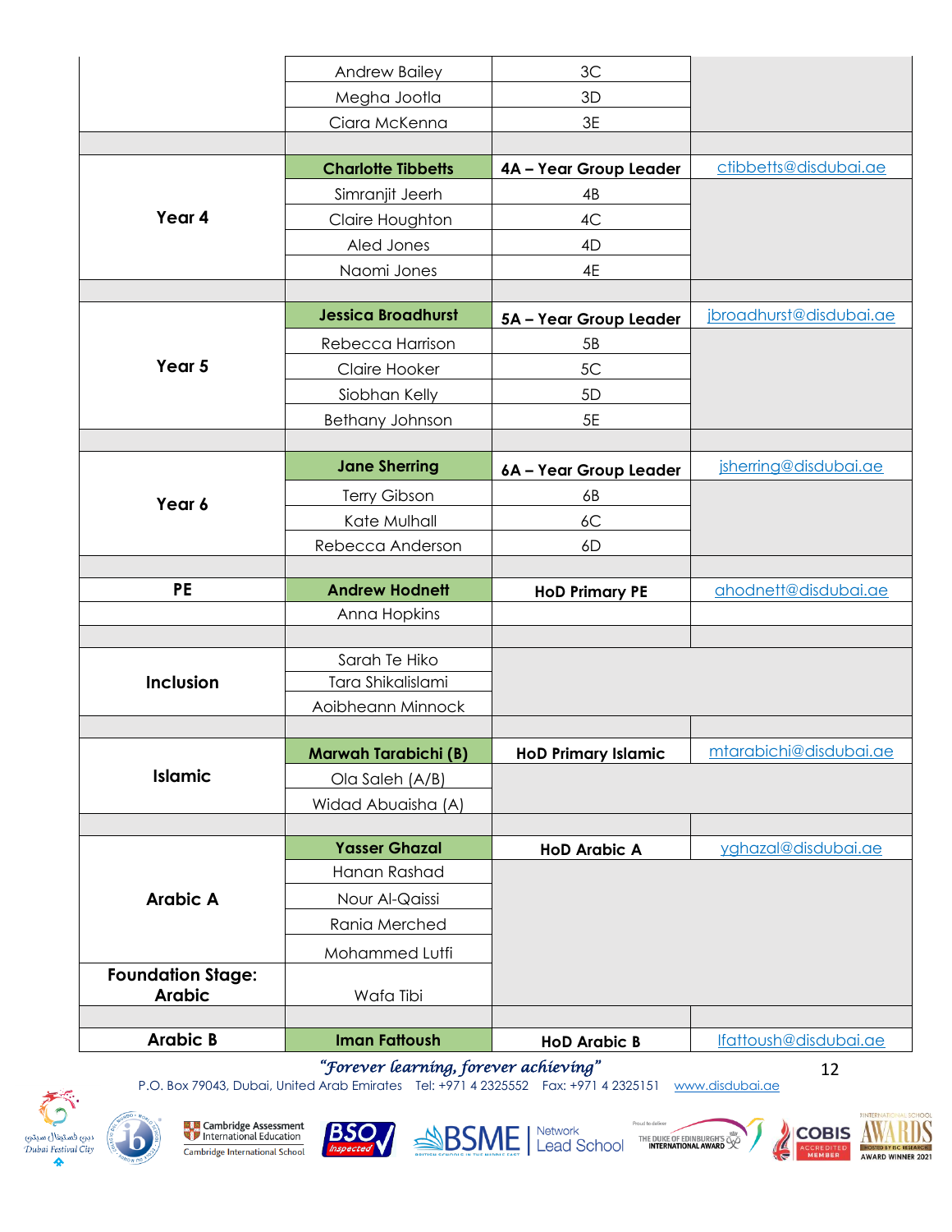| | | | |
|---|---|---|---|
| | Andrew Bailey | 3C | |
| | Megha Jootla | 3D | |
| | Ciara McKenna | 3E | |
| | | | |
| **Year 4** | **Charlotte Tibbetts** | **4A – Year Group Leader** | ctibbetts@disdubai.ae |
| | Simranjit Jeerh | 4B | |
| | Claire Houghton | 4C | |
| | Aled Jones | 4D | |
| | Naomi Jones | 4E | |
| | | | |
| **Year 5** | **Jessica Broadhurst** | **5A – Year Group Leader** | jbroadhurst@disdubai.ae |
| | Rebecca Harrison | 5B | |
| | Claire Hooker | 5C | |
| | Siobhan Kelly | 5D | |
| | Bethany Johnson | 5E | |
| | | | |
| **Year 6** | **Jane Sherring** | **6A – Year Group Leader** | jsherring@disdubai.ae |
| | Terry Gibson | 6B | |
| | Kate Mulhall | 6C | |
| | Rebecca Anderson | 6D | |
| | | | |
| **PE** | **Andrew Hodnett** | **HoD Primary PE** | ahodnett@disdubai.ae |
| | Anna Hopkins | | |
| | | | |
| **Inclusion** | Sarah Te Hiko | | |
| | Tara Shikalislami | | |
| | Aoibheann Minnock | | |
| | | | |
| **Islamic** | **Marwah Tarabichi (B)** | **HoD Primary Islamic** | mtarabichi@disdubai.ae |
| | Ola Saleh (A/B) | | |
| | Widad Abuaisha (A) | | |
| | | | |
| **Arabic A** | **Yasser Ghazal** | **HoD Arabic A** | yghazal@disdubai.ae |
| | Hanan Rashad | | |
| | Nour Al-Qaissi | | |
| | Rania Merched | | |
| | Mohammed Lutfi | | |
| **Foundation Stage: Arabic** | Wafa Tibi | | |
| | | | |
| **Arabic B** | **Iman Fattoush** | **HoD Arabic B** | Ifattoush@disdubai.ae |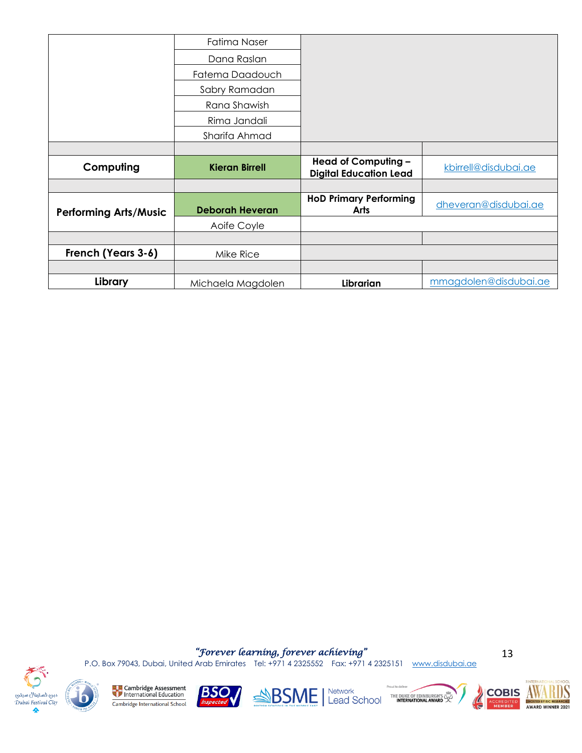| | | | |
|---|---|---|---|
| | Fatima Naser | | |
| | Dana Raslan | | |
| | Fatema Daadouch | | |
| | Sabry Ramadan | | |
| | Rana Shawish | | |
| | Rima Jandali | | |
| | Sharifa Ahmad | | |
| | | | |
| **Computing** | **Kieran Birrell** | **Head of Computing – Digital Education Lead** | kbirrell@disdubai.ae |
| | | | |
| **Performing Arts/Music** | **Deborah Heveran** | **HoD Primary Performing Arts** | dheveran@disdubai.ae |
| | Aoife Coyle | | |
| | | | |
| **French (Years 3-6)** | Mike Rice | | |
| | | | |
| **Library** | Michaela Magdolen | **Librarian** | mmagdolen@disdubai.ae |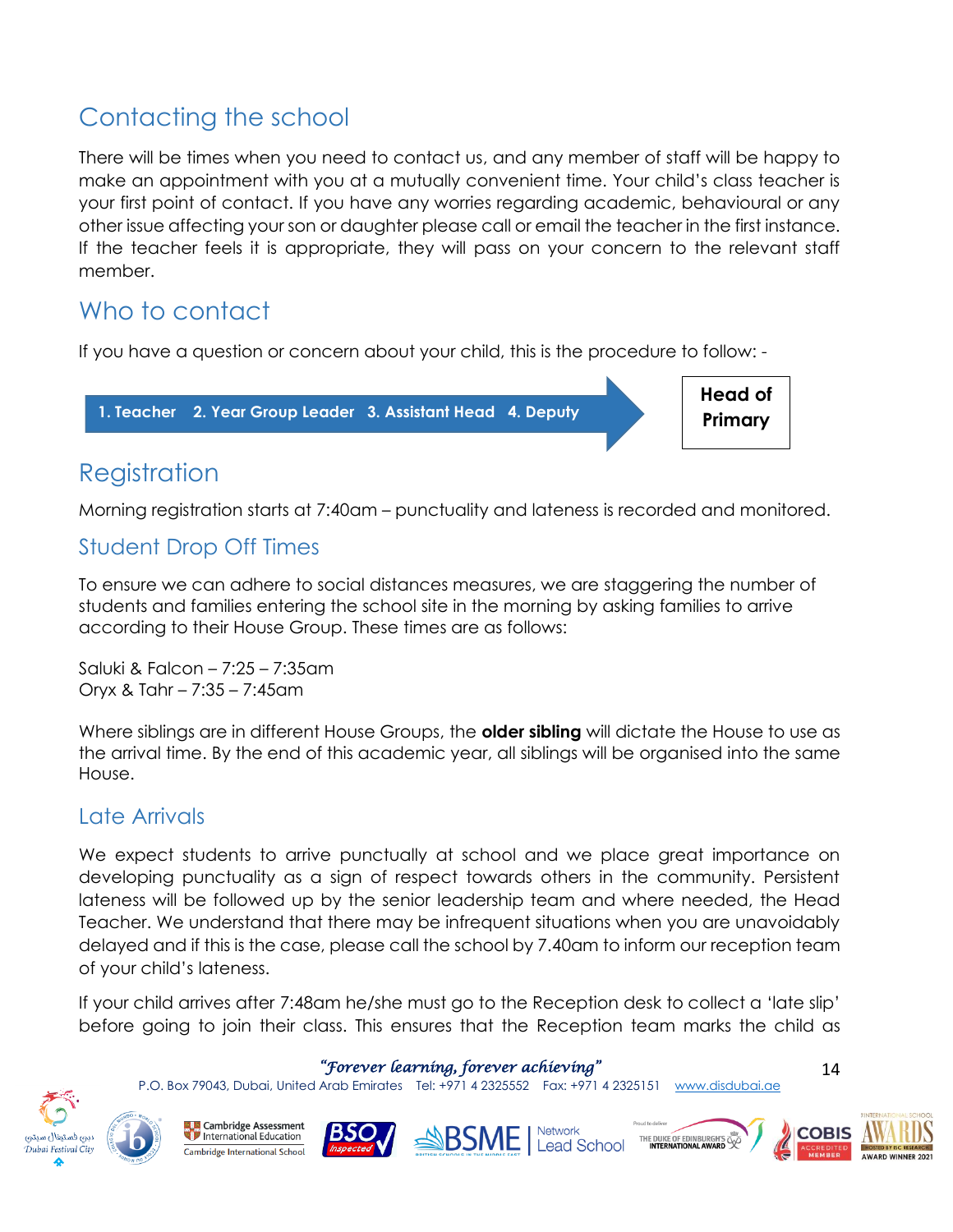## Contacting the school

There will be times when you need to contact us, and any member of staff will be happy to make an appointment with you at a mutually convenient time. Your child's class teacher is your first point of contact. If you have any worries regarding academic, behavioural or any other issue affecting your son or daughter please call or email the teacher in the first instance. If the teacher feels it is appropriate, they will pass on your concern to the relevant staff member.

## Who to contact

If you have a question or concern about your child, this is the procedure to follow: -

**1. Teacher** → **2. Year Group Leader** → **3. Assistant Head** → **4. Deputy** → **Head of Primary**

## Registration

Morning registration starts at 7:40am – punctuality and lateness is recorded and monitored.

### Student Drop Off Times

To ensure we can adhere to social distances measures, we are staggering the number of students and families entering the school site in the morning by asking families to arrive according to their House Group. These times are as follows:

Saluki & Falcon – 7:25 – 7:35am
Oryx & Tahr – 7:35 – 7:45am

Where siblings are in different House Groups, the **older sibling** will dictate the House to use as the arrival time. By the end of this academic year, all siblings will be organised into the same House.

### Late Arrivals

We expect students to arrive punctually at school and we place great importance on developing punctuality as a sign of respect towards others in the community. Persistent lateness will be followed up by the senior leadership team and where needed, the Head Teacher. We understand that there may be infrequent situations when you are unavoidably delayed and if this is the case, please call the school by 7.40am to inform our reception team of your child's lateness.

If your child arrives after 7:48am he/she must go to the Reception desk to collect a 'late slip' before going to join their class. This ensures that the Reception team marks the child as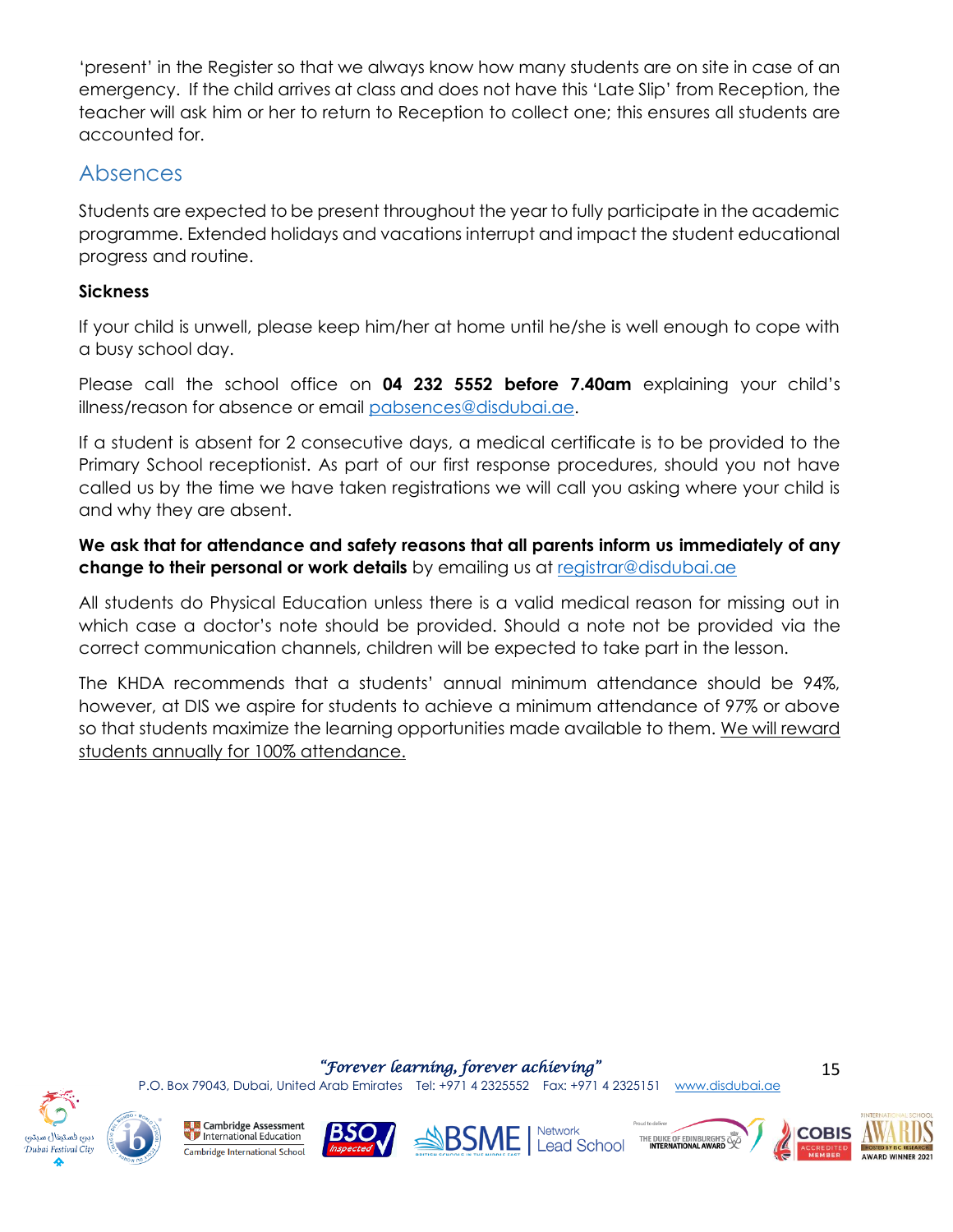'present' in the Register so that we always know how many students are on site in case of an emergency. If the child arrives at class and does not have this 'Late Slip' from Reception, the teacher will ask him or her to return to Reception to collect one; this ensures all students are accounted for.

## Absences

Students are expected to be present throughout the year to fully participate in the academic programme. Extended holidays and vacations interrupt and impact the student educational progress and routine.

**Sickness**

If your child is unwell, please keep him/her at home until he/she is well enough to cope with a busy school day.

Please call the school office on **04 232 5552 before 7.40am** explaining your child's illness/reason for absence or email pabsences@disdubai.ae.

If a student is absent for 2 consecutive days, a medical certificate is to be provided to the Primary School receptionist. As part of our first response procedures, should you not have called us by the time we have taken registrations we will call you asking where your child is and why they are absent.

**We ask that for attendance and safety reasons that all parents inform us immediately of any change to their personal or work details** by emailing us at registrar@disdubai.ae

All students do Physical Education unless there is a valid medical reason for missing out in which case a doctor's note should be provided. Should a note not be provided via the correct communication channels, children will be expected to take part in the lesson.

The KHDA recommends that a students' annual minimum attendance should be 94%, however, at DIS we aspire for students to achieve a minimum attendance of 97% or above so that students maximize the learning opportunities made available to them. We will reward students annually for 100% attendance.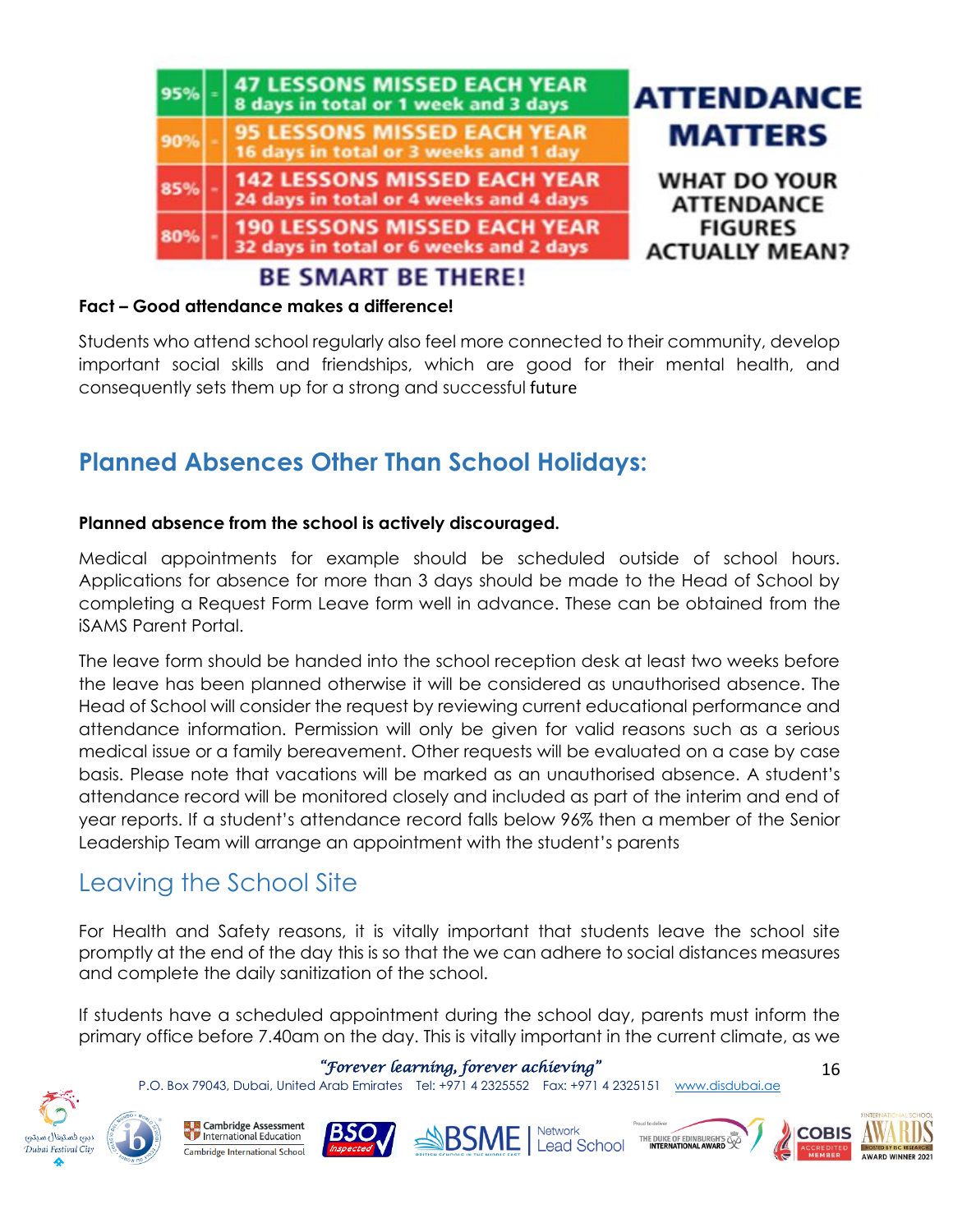| | | |
|---|---|---|
| 95% | = | **47 LESSONS MISSED EACH YEAR** 8 days in total or 1 week and 3 days |
| 90% | = | **95 LESSONS MISSED EACH YEAR** 16 days in total or 3 weeks and 1 day |
| 85% | = | **142 LESSONS MISSED EACH YEAR** 24 days in total or 4 weeks and 4 days |
| 80% | = | **190 LESSONS MISSED EACH YEAR** 32 days in total or 6 weeks and 2 days |

**ATTENDANCE MATTERS**

**WHAT DO YOUR ATTENDANCE FIGURES ACTUALLY MEAN?**

**BE SMART BE THERE!**

**Fact – Good attendance makes a difference!**

Students who attend school regularly also feel more connected to their community, develop important social skills and friendships, which are good for their mental health, and consequently sets them up for a strong and successful future

## Planned Absences Other Than School Holidays:

**Planned absence from the school is actively discouraged.**

Medical appointments for example should be scheduled outside of school hours. Applications for absence for more than 3 days should be made to the Head of School by completing a Request Form Leave form well in advance. These can be obtained from the iSAMS Parent Portal.

The leave form should be handed into the school reception desk at least two weeks before the leave has been planned otherwise it will be considered as unauthorised absence. The Head of School will consider the request by reviewing current educational performance and attendance information. Permission will only be given for valid reasons such as a serious medical issue or a family bereavement. Other requests will be evaluated on a case by case basis. Please note that vacations will be marked as an unauthorised absence. A student's attendance record will be monitored closely and included as part of the interim and end of year reports. If a student's attendance record falls below 96% then a member of the Senior Leadership Team will arrange an appointment with the student's parents

## Leaving the School Site

For Health and Safety reasons, it is vitally important that students leave the school site promptly at the end of the day this is so that the we can adhere to social distances measures and complete the daily sanitization of the school.

If students have a scheduled appointment during the school day, parents must inform the primary office before 7.40am on the day. This is vitally important in the current climate, as we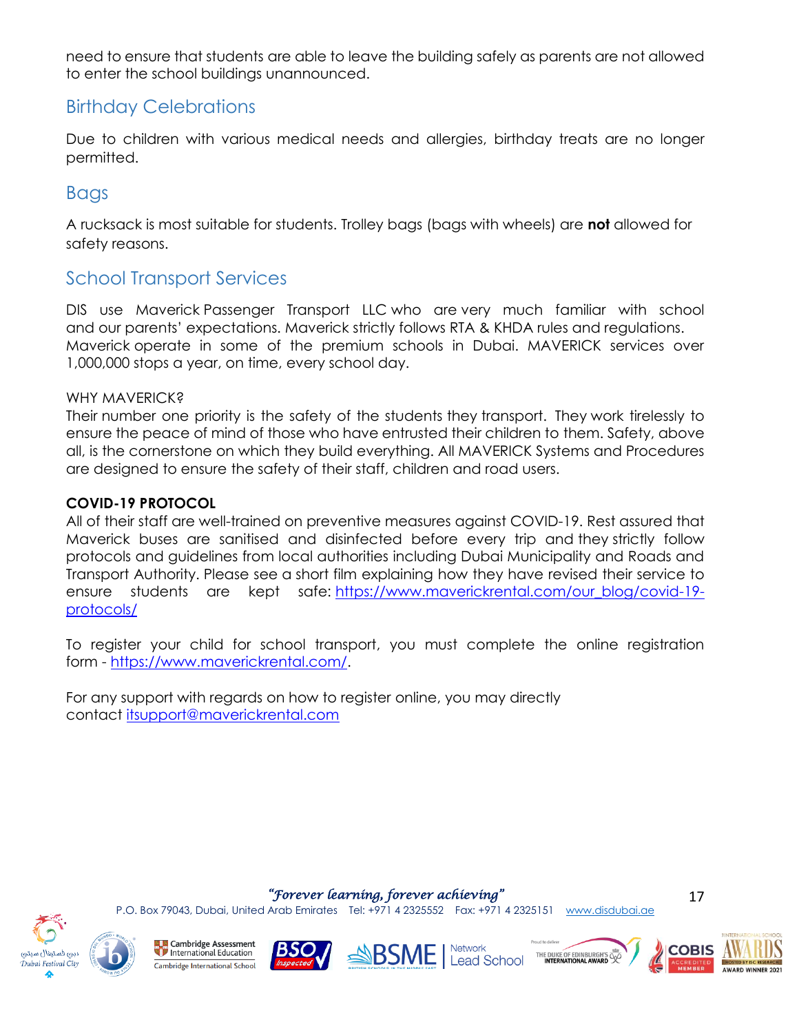need to ensure that students are able to leave the building safely as parents are not allowed to enter the school buildings unannounced.

## Birthday Celebrations

Due to children with various medical needs and allergies, birthday treats are no longer permitted.

## Bags

A rucksack is most suitable for students. Trolley bags (bags with wheels) are **not** allowed for safety reasons.

## School Transport Services

DIS use Maverick Passenger Transport LLC who are very much familiar with school and our parents' expectations. Maverick strictly follows RTA & KHDA rules and regulations. Maverick operate in some of the premium schools in Dubai. MAVERICK services over 1,000,000 stops a year, on time, every school day.

WHY MAVERICK?
Their number one priority is the safety of the students they transport. They work tirelessly to ensure the peace of mind of those who have entrusted their children to them. Safety, above all, is the cornerstone on which they build everything. All MAVERICK Systems and Procedures are designed to ensure the safety of their staff, children and road users.

**COVID-19 PROTOCOL**
All of their staff are well-trained on preventive measures against COVID-19. Rest assured that Maverick buses are sanitised and disinfected before every trip and they strictly follow protocols and guidelines from local authorities including Dubai Municipality and Roads and Transport Authority. Please see a short film explaining how they have revised their service to ensure students are kept safe: https://www.maverickrental.com/our_blog/covid-19-protocols/

To register your child for school transport, you must complete the online registration form - https://www.maverickrental.com/.

For any support with regards on how to register online, you may directly contact itsupport@maverickrental.com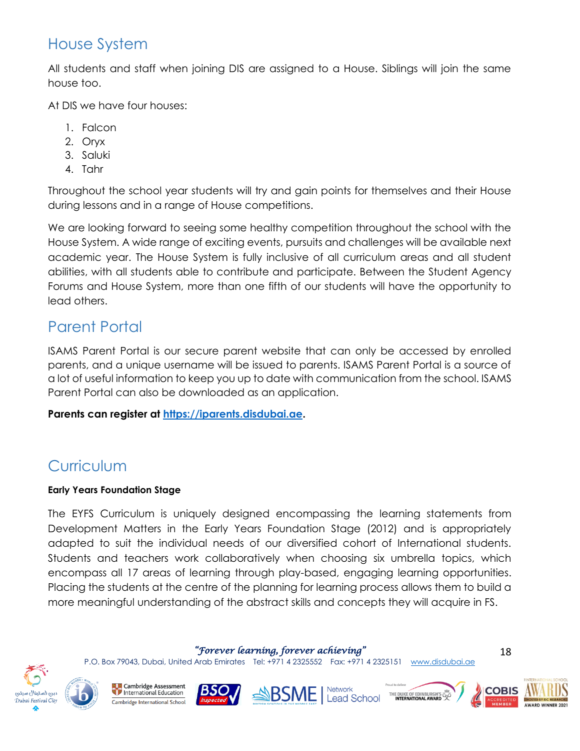## House System

All students and staff when joining DIS are assigned to a House. Siblings will join the same house too.

At DIS we have four houses:

1. Falcon
2. Oryx
3. Saluki
4. Tahr

Throughout the school year students will try and gain points for themselves and their House during lessons and in a range of House competitions.

We are looking forward to seeing some healthy competition throughout the school with the House System. A wide range of exciting events, pursuits and challenges will be available next academic year. The House System is fully inclusive of all curriculum areas and all student abilities, with all students able to contribute and participate. Between the Student Agency Forums and House System, more than one fifth of our students will have the opportunity to lead others.

## Parent Portal

ISAMS Parent Portal is our secure parent website that can only be accessed by enrolled parents, and a unique username will be issued to parents. ISAMS Parent Portal is a source of a lot of useful information to keep you up to date with communication from the school. ISAMS Parent Portal can also be downloaded as an application.

**Parents can register at [https://iparents.disdubai.ae](https://iparents.disdubai.ae).**

## Curriculum

**Early Years Foundation Stage**

The EYFS Curriculum is uniquely designed encompassing the learning statements from Development Matters in the Early Years Foundation Stage (2012) and is appropriately adapted to suit the individual needs of our diversified cohort of International students. Students and teachers work collaboratively when choosing six umbrella topics, which encompass all 17 areas of learning through play-based, engaging learning opportunities. Placing the students at the centre of the planning for learning process allows them to build a more meaningful understanding of the abstract skills and concepts they will acquire in FS.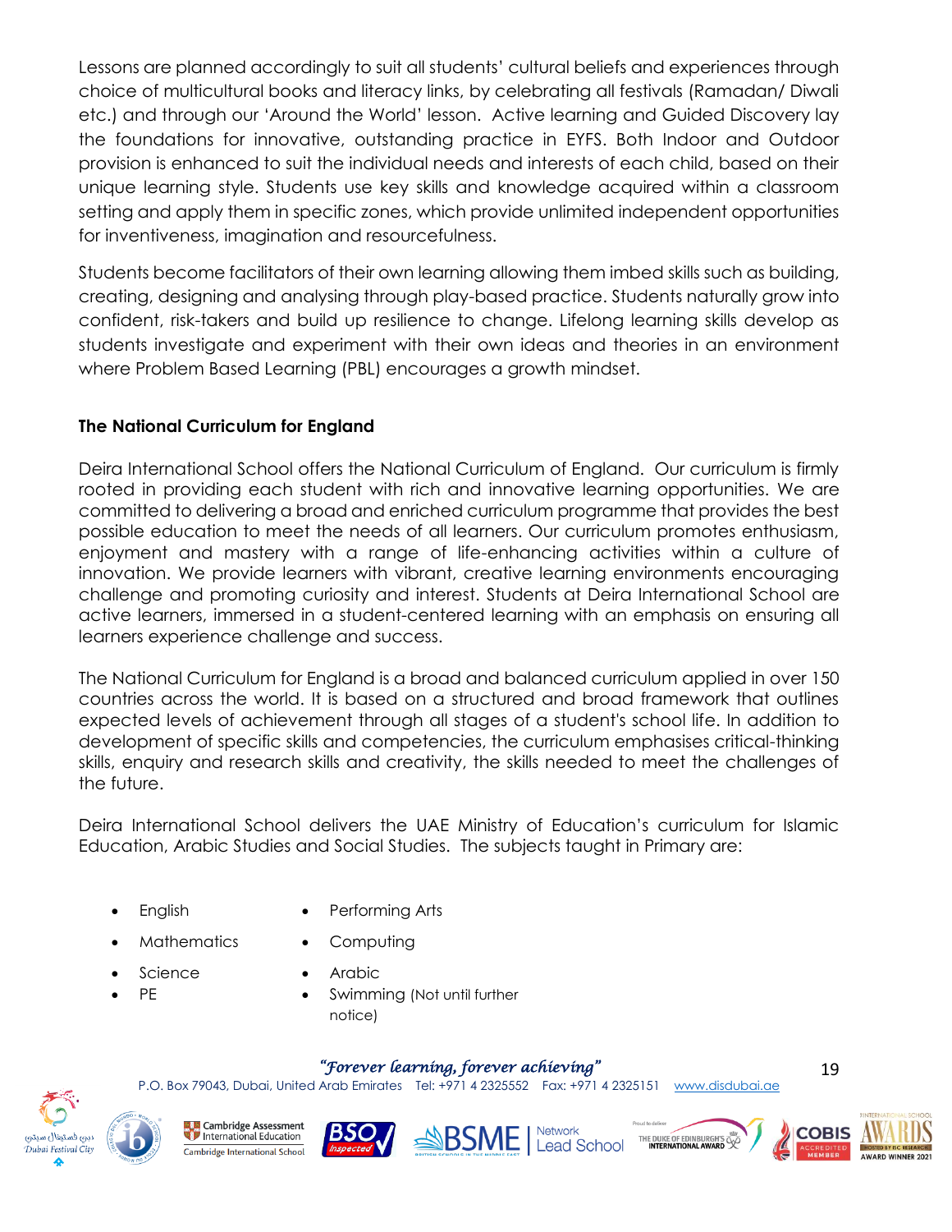Lessons are planned accordingly to suit all students' cultural beliefs and experiences through choice of multicultural books and literacy links, by celebrating all festivals (Ramadan/ Diwali etc.) and through our 'Around the World' lesson. Active learning and Guided Discovery lay the foundations for innovative, outstanding practice in EYFS. Both Indoor and Outdoor provision is enhanced to suit the individual needs and interests of each child, based on their unique learning style. Students use key skills and knowledge acquired within a classroom setting and apply them in specific zones, which provide unlimited independent opportunities for inventiveness, imagination and resourcefulness.

Students become facilitators of their own learning allowing them imbed skills such as building, creating, designing and analysing through play-based practice. Students naturally grow into confident, risk-takers and build up resilience to change. Lifelong learning skills develop as students investigate and experiment with their own ideas and theories in an environment where Problem Based Learning (PBL) encourages a growth mindset.

**The National Curriculum for England**

Deira International School offers the National Curriculum of England. Our curriculum is firmly rooted in providing each student with rich and innovative learning opportunities. We are committed to delivering a broad and enriched curriculum programme that provides the best possible education to meet the needs of all learners. Our curriculum promotes enthusiasm, enjoyment and mastery with a range of life-enhancing activities within a culture of innovation. We provide learners with vibrant, creative learning environments encouraging challenge and promoting curiosity and interest. Students at Deira International School are active learners, immersed in a student-centered learning with an emphasis on ensuring all learners experience challenge and success.

The National Curriculum for England is a broad and balanced curriculum applied in over 150 countries across the world. It is based on a structured and broad framework that outlines expected levels of achievement through all stages of a student's school life. In addition to development of specific skills and competencies, the curriculum emphasises critical-thinking skills, enquiry and research skills and creativity, the skills needed to meet the challenges of the future.

Deira International School delivers the UAE Ministry of Education's curriculum for Islamic Education, Arabic Studies and Social Studies. The subjects taught in Primary are:

- English
- Mathematics
- Science
- PE
- Performing Arts
- Computing
- Arabic
- Swimming (Not until further notice)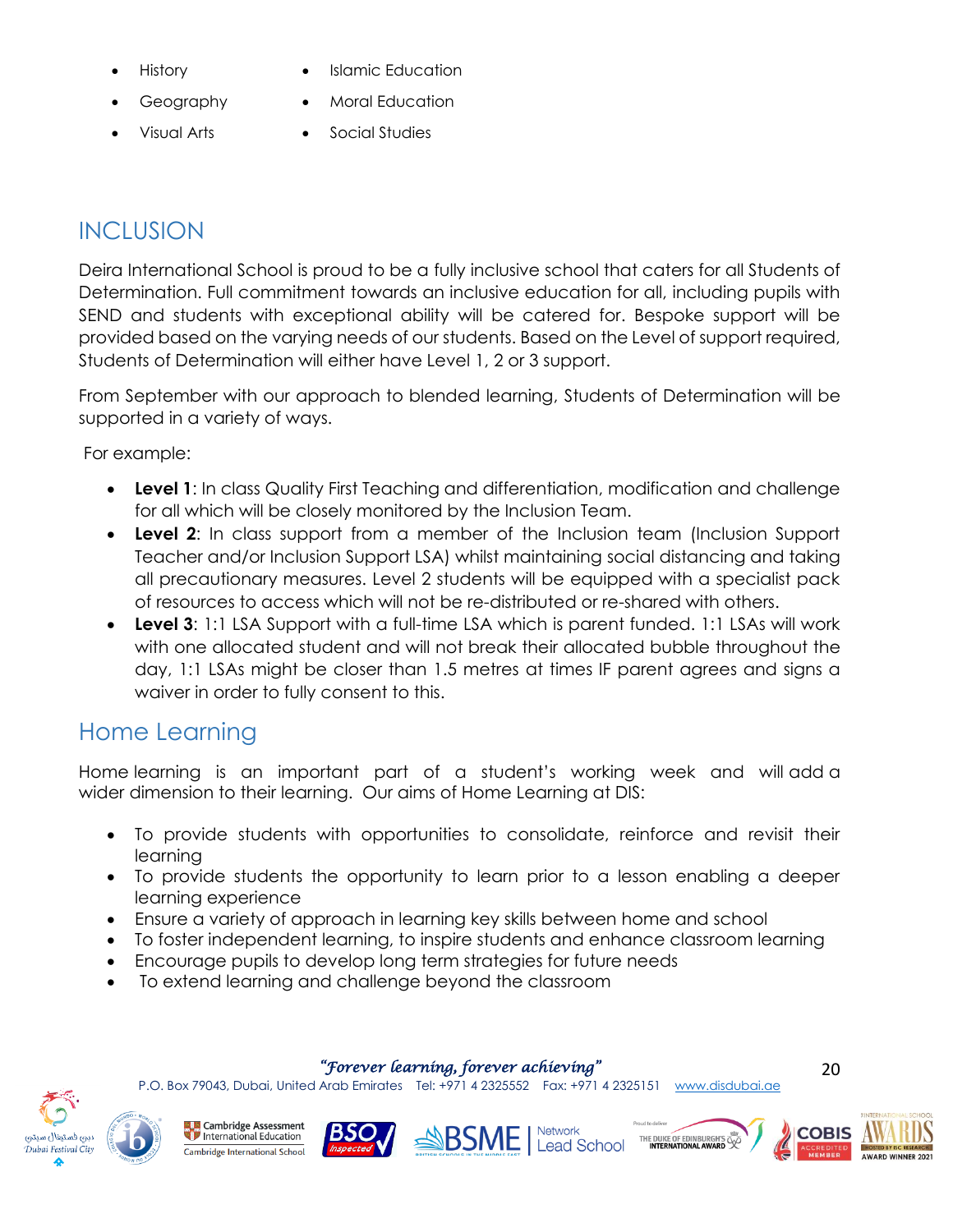- History
- Geography
- Visual Arts
- Islamic Education
- Moral Education
- Social Studies

## INCLUSION

Deira International School is proud to be a fully inclusive school that caters for all Students of Determination. Full commitment towards an inclusive education for all, including pupils with SEND and students with exceptional ability will be catered for. Bespoke support will be provided based on the varying needs of our students. Based on the Level of support required, Students of Determination will either have Level 1, 2 or 3 support.

From September with our approach to blended learning, Students of Determination will be supported in a variety of ways.

For example:

- **Level 1**: In class Quality First Teaching and differentiation, modification and challenge for all which will be closely monitored by the Inclusion Team.
- **Level 2**: In class support from a member of the Inclusion team (Inclusion Support Teacher and/or Inclusion Support LSA) whilst maintaining social distancing and taking all precautionary measures. Level 2 students will be equipped with a specialist pack of resources to access which will not be re-distributed or re-shared with others.
- **Level 3**: 1:1 LSA Support with a full-time LSA which is parent funded. 1:1 LSAs will work with one allocated student and will not break their allocated bubble throughout the day, 1:1 LSAs might be closer than 1.5 metres at times IF parent agrees and signs a waiver in order to fully consent to this.

## Home Learning

Home learning is an important part of a student's working week and will add a wider dimension to their learning. Our aims of Home Learning at DIS:

- To provide students with opportunities to consolidate, reinforce and revisit their learning
- To provide students the opportunity to learn prior to a lesson enabling a deeper learning experience
- Ensure a variety of approach in learning key skills between home and school
- To foster independent learning, to inspire students and enhance classroom learning
- Encourage pupils to develop long term strategies for future needs
- To extend learning and challenge beyond the classroom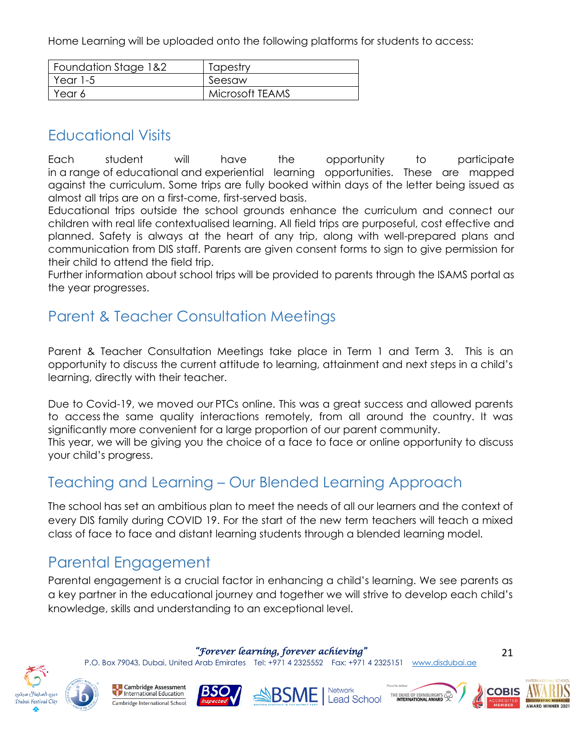Home Learning will be uploaded onto the following platforms for students to access:

| Foundation Stage 1&2 | Tapestry |
| --- | --- |
| Year 1-5 | Seesaw |
| Year 6 | Microsoft TEAMS |

## Educational Visits

Each student will have the opportunity to participate in a range of educational and experiential learning opportunities. These are mapped against the curriculum. Some trips are fully booked within days of the letter being issued as almost all trips are on a first-come, first-served basis.

Educational trips outside the school grounds enhance the curriculum and connect our children with real life contextualised learning. All field trips are purposeful, cost effective and planned. Safety is always at the heart of any trip, along with well-prepared plans and communication from DIS staff. Parents are given consent forms to sign to give permission for their child to attend the field trip.

Further information about school trips will be provided to parents through the ISAMS portal as the year progresses.

## Parent & Teacher Consultation Meetings

Parent & Teacher Consultation Meetings take place in Term 1 and Term 3. This is an opportunity to discuss the current attitude to learning, attainment and next steps in a child's learning, directly with their teacher.

Due to Covid-19, we moved our PTCs online. This was a great success and allowed parents to access the same quality interactions remotely, from all around the country. It was significantly more convenient for a large proportion of our parent community.

This year, we will be giving you the choice of a face to face or online opportunity to discuss your child's progress.

## Teaching and Learning – Our Blended Learning Approach

The school has set an ambitious plan to meet the needs of all our learners and the context of every DIS family during COVID 19. For the start of the new term teachers will teach a mixed class of face to face and distant learning students through a blended learning model.

## Parental Engagement

Parental engagement is a crucial factor in enhancing a child's learning. We see parents as a key partner in the educational journey and together we will strive to develop each child's knowledge, skills and understanding to an exceptional level.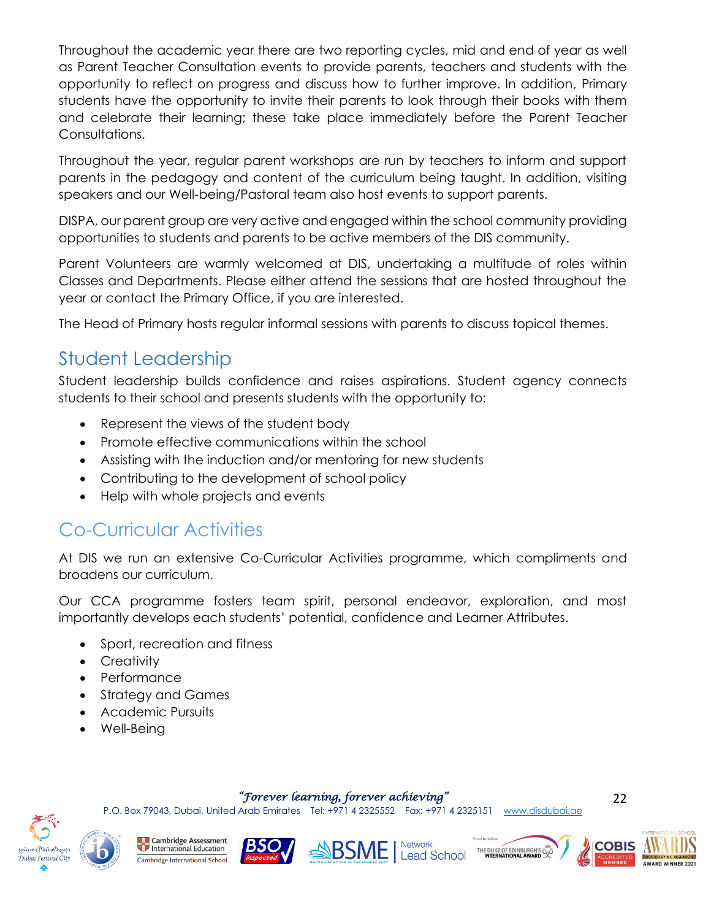Throughout the academic year there are two reporting cycles, mid and end of year as well as Parent Teacher Consultation events to provide parents, teachers and students with the opportunity to reflect on progress and discuss how to further improve. In addition, Primary students have the opportunity to invite their parents to look through their books with them and celebrate their learning; these take place immediately before the Parent Teacher Consultations.

Throughout the year, regular parent workshops are run by teachers to inform and support parents in the pedagogy and content of the curriculum being taught. In addition, visiting speakers and our Well-being/Pastoral team also host events to support parents.

DISPA, our parent group are very active and engaged within the school community providing opportunities to students and parents to be active members of the DIS community.

Parent Volunteers are warmly welcomed at DIS, undertaking a multitude of roles within Classes and Departments. Please either attend the sessions that are hosted throughout the year or contact the Primary Office, if you are interested.

The Head of Primary hosts regular informal sessions with parents to discuss topical themes.

## Student Leadership

Student leadership builds confidence and raises aspirations. Student agency connects students to their school and presents students with the opportunity to:

- Represent the views of the student body
- Promote effective communications within the school
- Assisting with the induction and/or mentoring for new students
- Contributing to the development of school policy
- Help with whole projects and events

## Co-Curricular Activities

At DIS we run an extensive Co-Curricular Activities programme, which compliments and broadens our curriculum.

Our CCA programme fosters team spirit, personal endeavor, exploration, and most importantly develops each students' potential, confidence and Learner Attributes.

- Sport, recreation and fitness
- Creativity
- Performance
- Strategy and Games
- Academic Pursuits
- Well-Being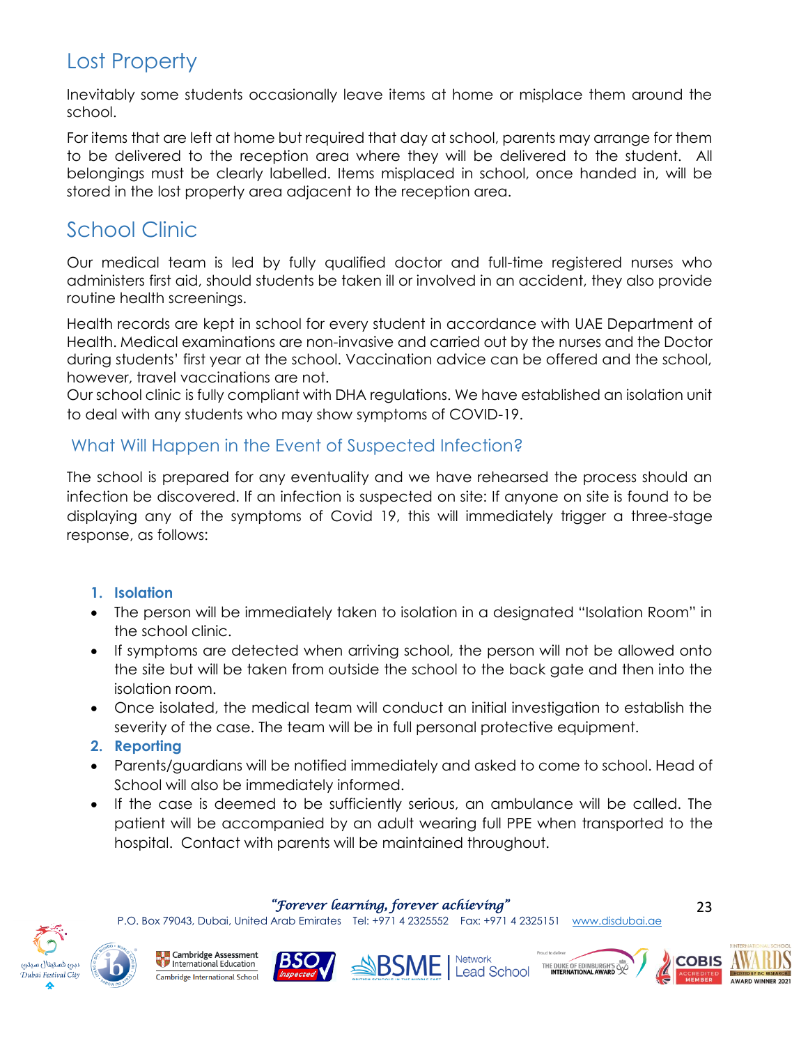## Lost Property

Inevitably some students occasionally leave items at home or misplace them around the school.

For items that are left at home but required that day at school, parents may arrange for them to be delivered to the reception area where they will be delivered to the student. All belongings must be clearly labelled. Items misplaced in school, once handed in, will be stored in the lost property area adjacent to the reception area.

## School Clinic

Our medical team is led by fully qualified doctor and full-time registered nurses who administers first aid, should students be taken ill or involved in an accident, they also provide routine health screenings.

Health records are kept in school for every student in accordance with UAE Department of Health. Medical examinations are non-invasive and carried out by the nurses and the Doctor during students' first year at the school. Vaccination advice can be offered and the school, however, travel vaccinations are not.

Our school clinic is fully compliant with DHA regulations. We have established an isolation unit to deal with any students who may show symptoms of COVID-19.

### What Will Happen in the Event of Suspected Infection?

The school is prepared for any eventuality and we have rehearsed the process should an infection be discovered. If an infection is suspected on site: If anyone on site is found to be displaying any of the symptoms of Covid 19, this will immediately trigger a three-stage response, as follows:

1. **Isolation**

- The person will be immediately taken to isolation in a designated "Isolation Room" in the school clinic.
- If symptoms are detected when arriving school, the person will not be allowed onto the site but will be taken from outside the school to the back gate and then into the isolation room.
- Once isolated, the medical team will conduct an initial investigation to establish the severity of the case. The team will be in full personal protective equipment.

2. **Reporting**

- Parents/guardians will be notified immediately and asked to come to school. Head of School will also be immediately informed.
- If the case is deemed to be sufficiently serious, an ambulance will be called. The patient will be accompanied by an adult wearing full PPE when transported to the hospital. Contact with parents will be maintained throughout.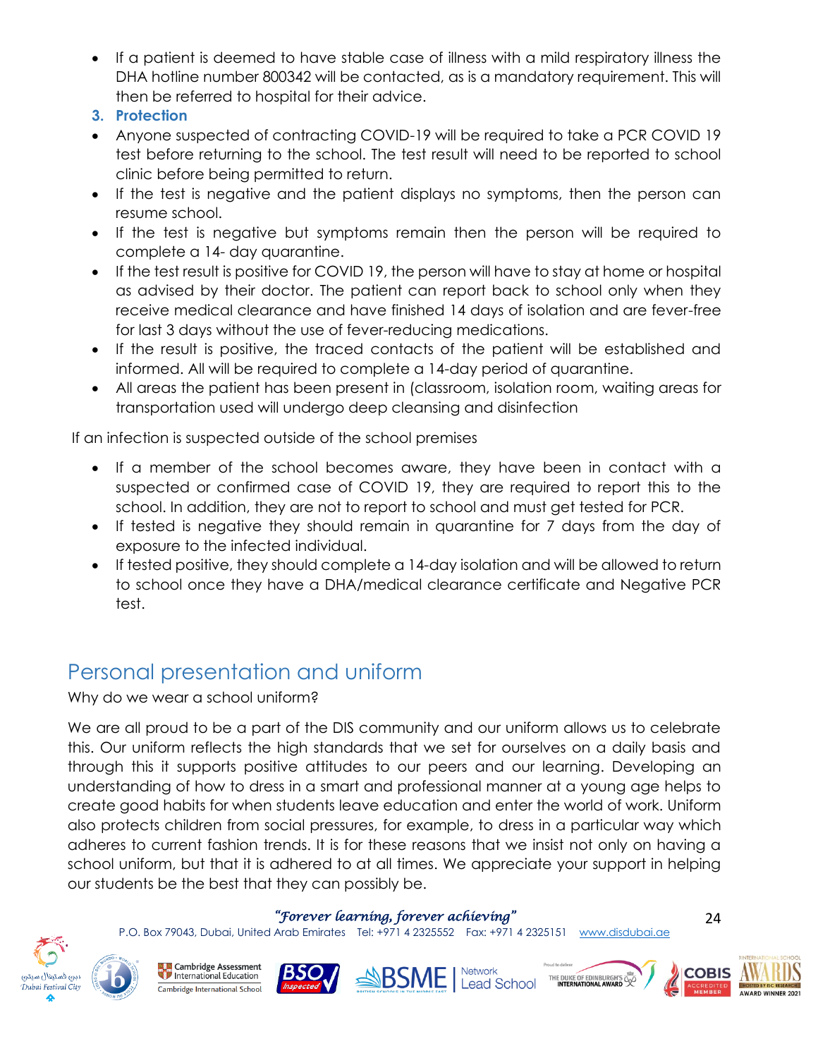- If a patient is deemed to have stable case of illness with a mild respiratory illness the DHA hotline number 800342 will be contacted, as is a mandatory requirement. This will then be referred to hospital for their advice.

### 3. Protection

- Anyone suspected of contracting COVID-19 will be required to take a PCR COVID 19 test before returning to the school. The test result will need to be reported to school clinic before being permitted to return.
- If the test is negative and the patient displays no symptoms, then the person can resume school.
- If the test is negative but symptoms remain then the person will be required to complete a 14- day quarantine.
- If the test result is positive for COVID 19, the person will have to stay at home or hospital as advised by their doctor. The patient can report back to school only when they receive medical clearance and have finished 14 days of isolation and are fever-free for last 3 days without the use of fever-reducing medications.
- If the result is positive, the traced contacts of the patient will be established and informed. All will be required to complete a 14-day period of quarantine.
- All areas the patient has been present in (classroom, isolation room, waiting areas for transportation used will undergo deep cleansing and disinfection

If an infection is suspected outside of the school premises

- If a member of the school becomes aware, they have been in contact with a suspected or confirmed case of COVID 19, they are required to report this to the school. In addition, they are not to report to school and must get tested for PCR.
- If tested is negative they should remain in quarantine for 7 days from the day of exposure to the infected individual.
- If tested positive, they should complete a 14-day isolation and will be allowed to return to school once they have a DHA/medical clearance certificate and Negative PCR test.

## Personal presentation and uniform

Why do we wear a school uniform?

We are all proud to be a part of the DIS community and our uniform allows us to celebrate this. Our uniform reflects the high standards that we set for ourselves on a daily basis and through this it supports positive attitudes to our peers and our learning. Developing an understanding of how to dress in a smart and professional manner at a young age helps to create good habits for when students leave education and enter the world of work. Uniform also protects children from social pressures, for example, to dress in a particular way which adheres to current fashion trends. It is for these reasons that we insist not only on having a school uniform, but that it is adhered to at all times. We appreciate your support in helping our students be the best that they can possibly be.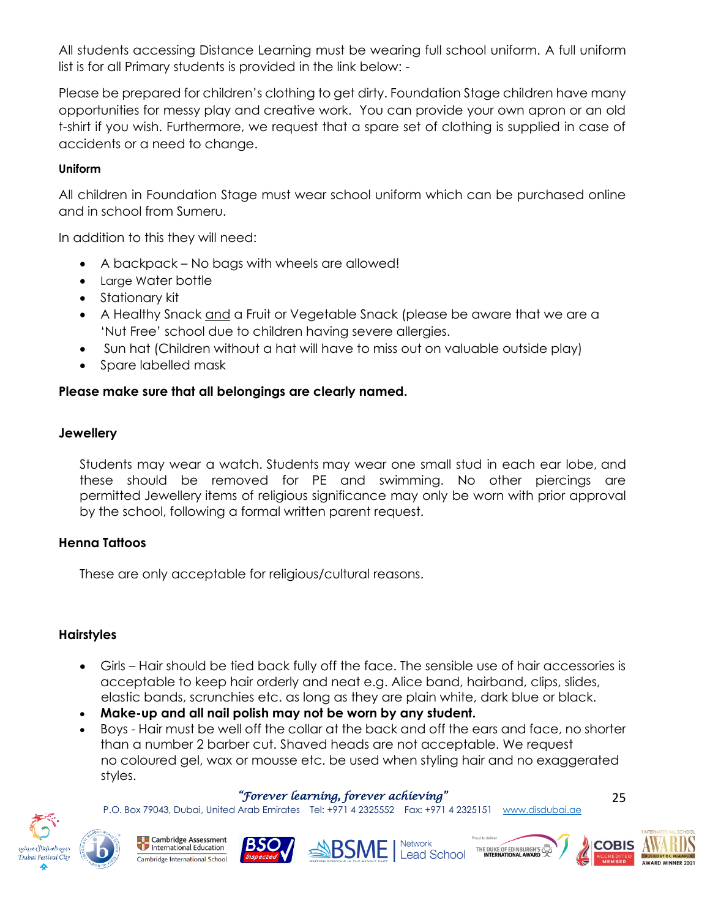All students accessing Distance Learning must be wearing full school uniform. A full uniform list is for all Primary students is provided in the link below: -

Please be prepared for children's clothing to get dirty. Foundation Stage children have many opportunities for messy play and creative work. You can provide your own apron or an old t-shirt if you wish. Furthermore, we request that a spare set of clothing is supplied in case of accidents or a need to change.

**Uniform**

All children in Foundation Stage must wear school uniform which can be purchased online and in school from Sumeru.

In addition to this they will need:

- A backpack – No bags with wheels are allowed!
- Large Water bottle
- Stationary kit
- A Healthy Snack <u>and</u> a Fruit or Vegetable Snack (please be aware that we are a 'Nut Free' school due to children having severe allergies.
- Sun hat (Children without a hat will have to miss out on valuable outside play)
- Spare labelled mask

**Please make sure that all belongings are clearly named.**

## Jewellery

Students may wear a watch. Students may wear one small stud in each ear lobe, and these should be removed for PE and swimming. No other piercings are permitted Jewellery items of religious significance may only be worn with prior approval by the school, following a formal written parent request.

## Henna Tattoos

These are only acceptable for religious/cultural reasons.

## Hairstyles

- Girls – Hair should be tied back fully off the face. The sensible use of hair accessories is acceptable to keep hair orderly and neat e.g. Alice band, hairband, clips, slides, elastic bands, scrunchies etc. as long as they are plain white, dark blue or black.
- ***Make-up and all nail polish may not be worn by any student.***
- Boys - Hair must be well off the collar at the back and off the ears and face, no shorter than a number 2 barber cut. Shaved heads are not acceptable. We request no coloured gel, wax or mousse etc. be used when styling hair and no exaggerated styles.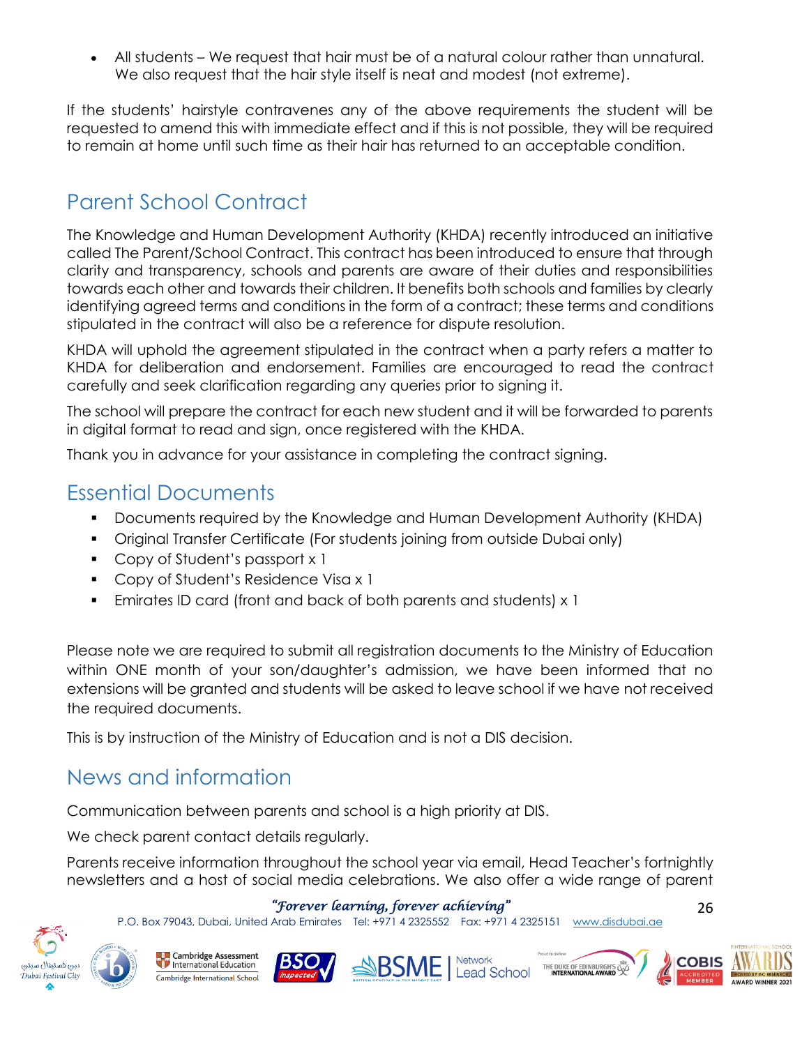- All students – We request that hair must be of a natural colour rather than unnatural. We also request that the hair style itself is neat and modest (not extreme).

If the students' hairstyle contravenes any of the above requirements the student will be requested to amend this with immediate effect and if this is not possible, they will be required to remain at home until such time as their hair has returned to an acceptable condition.

## Parent School Contract

The Knowledge and Human Development Authority (KHDA) recently introduced an initiative called The Parent/School Contract. This contract has been introduced to ensure that through clarity and transparency, schools and parents are aware of their duties and responsibilities towards each other and towards their children. It benefits both schools and families by clearly identifying agreed terms and conditions in the form of a contract; these terms and conditions stipulated in the contract will also be a reference for dispute resolution.

KHDA will uphold the agreement stipulated in the contract when a party refers a matter to KHDA for deliberation and endorsement. Families are encouraged to read the contract carefully and seek clarification regarding any queries prior to signing it.

The school will prepare the contract for each new student and it will be forwarded to parents in digital format to read and sign, once registered with the KHDA.

Thank you in advance for your assistance in completing the contract signing.

## Essential Documents

- Documents required by the Knowledge and Human Development Authority (KHDA)
- Original Transfer Certificate (For students joining from outside Dubai only)
- Copy of Student's passport x 1
- Copy of Student's Residence Visa x 1
- Emirates ID card (front and back of both parents and students) x 1

Please note we are required to submit all registration documents to the Ministry of Education within ONE month of your son/daughter's admission, we have been informed that no extensions will be granted and students will be asked to leave school if we have not received the required documents.

This is by instruction of the Ministry of Education and is not a DIS decision.

## News and information

Communication between parents and school is a high priority at DIS.

We check parent contact details regularly.

Parents receive information throughout the school year via email, Head Teacher's fortnightly newsletters and a host of social media celebrations. We also offer a wide range of parent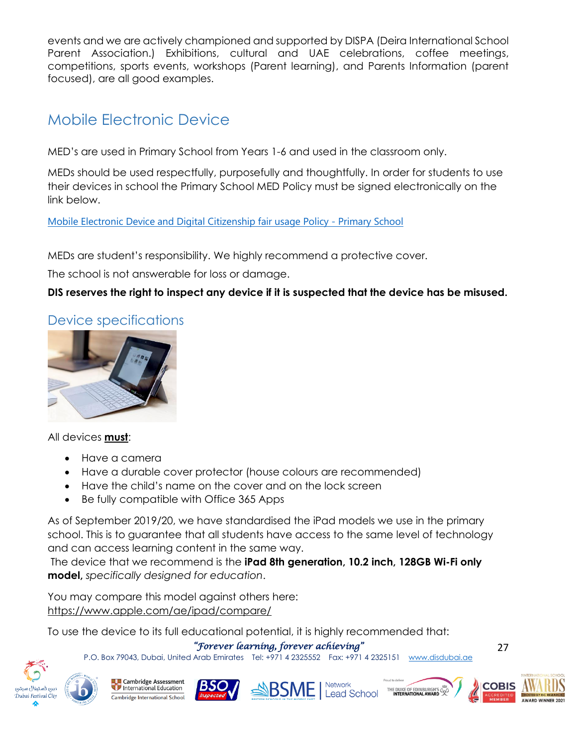events and we are actively championed and supported by DISPA (Deira International School Parent Association.) Exhibitions, cultural and UAE celebrations, coffee meetings, competitions, sports events, workshops (Parent learning), and Parents Information (parent focused), are all good examples.

## Mobile Electronic Device

MED's are used in Primary School from Years 1-6 and used in the classroom only.

MEDs should be used respectfully, purposefully and thoughtfully. In order for students to use their devices in school the Primary School MED Policy must be signed electronically on the link below.

Mobile Electronic Device and Digital Citizenship fair usage Policy - Primary School

MEDs are student's responsibility. We highly recommend a protective cover.

The school is not answerable for loss or damage.

**DIS reserves the right to inspect any device if it is suspected that the device has be misused.**

### Device specifications

All devices **must**:

- Have a camera
- Have a durable cover protector (house colours are recommended)
- Have the child's name on the cover and on the lock screen
- Be fully compatible with Office 365 Apps

As of September 2019/20, we have standardised the iPad models we use in the primary school. This is to guarantee that all students have access to the same level of technology and can access learning content in the same way.

The device that we recommend is the **iPad 8th generation, 10.2 inch, 128GB Wi-Fi only model,** *specifically designed for education*.

You may compare this model against others here:
https://www.apple.com/ae/ipad/compare/

To use the device to its full educational potential, it is highly recommended that: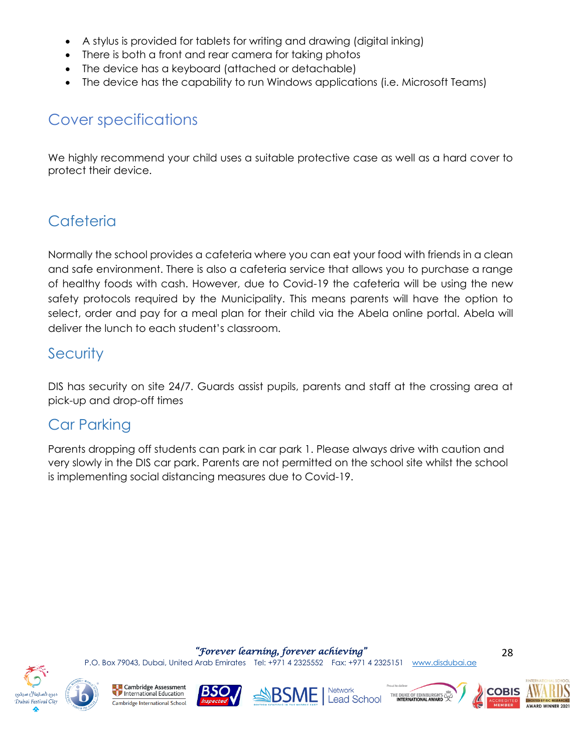- A stylus is provided for tablets for writing and drawing (digital inking)
- There is both a front and rear camera for taking photos
- The device has a keyboard (attached or detachable)
- The device has the capability to run Windows applications (i.e. Microsoft Teams)

## Cover specifications

We highly recommend your child uses a suitable protective case as well as a hard cover to protect their device.

## Cafeteria

Normally the school provides a cafeteria where you can eat your food with friends in a clean and safe environment. There is also a cafeteria service that allows you to purchase a range of healthy foods with cash. However, due to Covid-19 the cafeteria will be using the new safety protocols required by the Municipality. This means parents will have the option to select, order and pay for a meal plan for their child via the Abela online portal. Abela will deliver the lunch to each student's classroom.

## Security

DIS has security on site 24/7. Guards assist pupils, parents and staff at the crossing area at pick-up and drop-off times

## Car Parking

Parents dropping off students can park in car park 1. Please always drive with caution and very slowly in the DIS car park. Parents are not permitted on the school site whilst the school is implementing social distancing measures due to Covid-19.